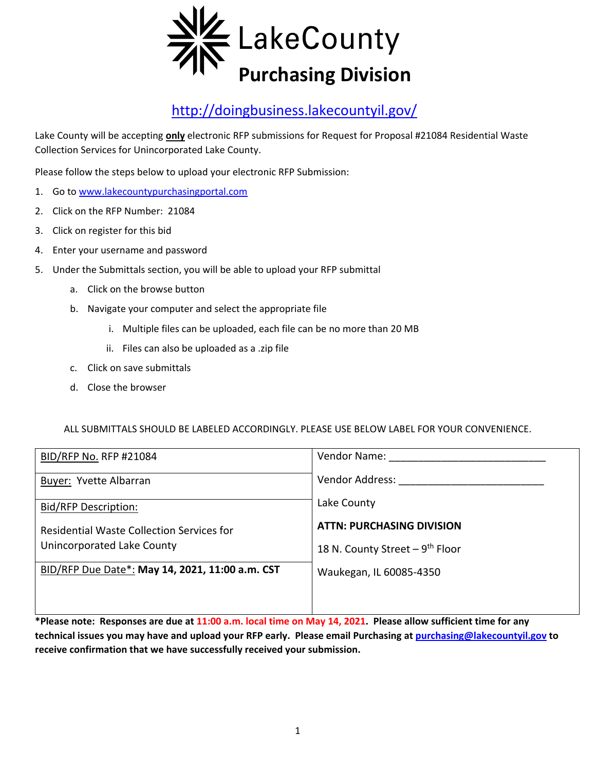# LakeCounty
## Purchasing Division

http://doingbusiness.lakecountyil.gov/

Lake County will be accepting **only** electronic RFP submissions for Request for Proposal #21084 Residential Waste Collection Services for Unincorporated Lake County.

Please follow the steps below to upload your electronic RFP Submission:

1. Go to www.lakecountypurchasingportal.com
2. Click on the RFP Number: 21084
3. Click on register for this bid
4. Enter your username and password
5. Under the Submittals section, you will be able to upload your RFP submittal
   a. Click on the browse button
   b. Navigate your computer and select the appropriate file
      i. Multiple files can be uploaded, each file can be no more than 20 MB
      ii. Files can also be uploaded as a .zip file
   c. Click on save submittals
   d. Close the browser

ALL SUBMITTALS SHOULD BE LABELED ACCORDINGLY. PLEASE USE BELOW LABEL FOR YOUR CONVENIENCE.

| | |
|---|---|
| BID/RFP No. RFP #21084 | Vendor Name: ___________________________ |
| Buyer: Yvette Albarran | Vendor Address: _________________________ |
| Bid/RFP Description: Residential Waste Collection Services for Unincorporated Lake County | Lake County **ATTN: PURCHASING DIVISION** 18 N. County Street – 9th Floor Waukegan, IL 60085-4350 |
| BID/RFP Due Date*: **May 14, 2021, 11:00 a.m. CST** | |

***Please note: Responses are due at 11:00 a.m. local time on May 14, 2021. Please allow sufficient time for any technical issues you may have and upload your RFP early. Please email Purchasing at purchasing@lakecountyil.gov to receive confirmation that we have successfully received your submission.**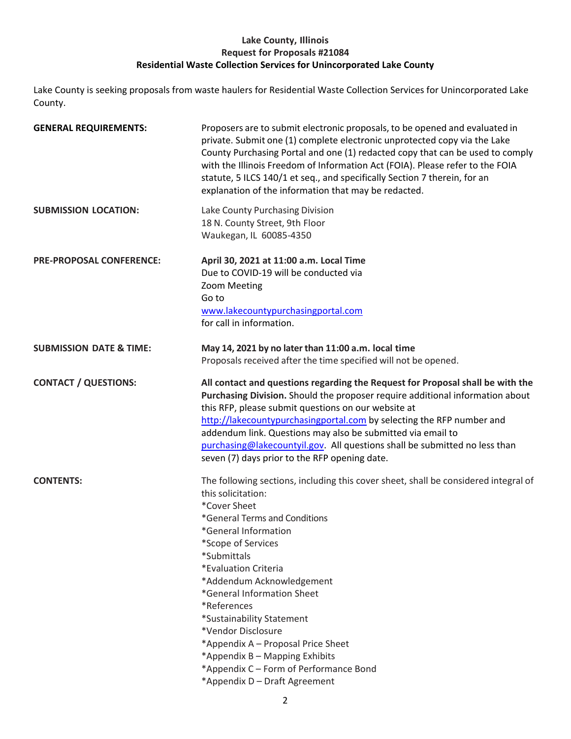**Lake County, Illinois**
**Request for Proposals #21084**
**Residential Waste Collection Services for Unincorporated Lake County**

Lake County is seeking proposals from waste haulers for Residential Waste Collection Services for Unincorporated Lake County.

**GENERAL REQUIREMENTS:** Proposers are to submit electronic proposals, to be opened and evaluated in private. Submit one (1) complete electronic unprotected copy via the Lake County Purchasing Portal and one (1) redacted copy that can be used to comply with the Illinois Freedom of Information Act (FOIA). Please refer to the FOIA statute, 5 ILCS 140/1 et seq., and specifically Section 7 therein, for an explanation of the information that may be redacted.

**SUBMISSION LOCATION:** Lake County Purchasing Division
18 N. County Street, 9th Floor
Waukegan, IL 60085-4350

**PRE-PROPOSAL CONFERENCE:** **April 30, 2021 at 11:00 a.m. Local Time**
Due to COVID-19 will be conducted via Zoom Meeting
Go to [www.lakecountypurchasingportal.com](www.lakecountypurchasingportal.com) for call in information.

**SUBMISSION DATE & TIME:** **May 14, 2021 by no later than 11:00 a.m. local time**
Proposals received after the time specified will not be opened.

**CONTACT / QUESTIONS:** **All contact and questions regarding the Request for Proposal shall be with the Purchasing Division.** Should the proposer require additional information about this RFP, please submit questions on our website at [http://lakecountypurchasingportal.com](http://lakecountypurchasingportal.com) by selecting the RFP number and addendum link. Questions may also be submitted via email to [purchasing@lakecountyil.gov](mailto:purchasing@lakecountyil.gov). All questions shall be submitted no less than seven (7) days prior to the RFP opening date.

**CONTENTS:** The following sections, including this cover sheet, shall be considered integral of this solicitation:

*Cover Sheet
*General Terms and Conditions
*General Information
*Scope of Services
*Submittals
*Evaluation Criteria
*Addendum Acknowledgement
*General Information Sheet
*References
*Sustainability Statement
*Vendor Disclosure
*Appendix A – Proposal Price Sheet
*Appendix B – Mapping Exhibits
*Appendix C – Form of Performance Bond
*Appendix D – Draft Agreement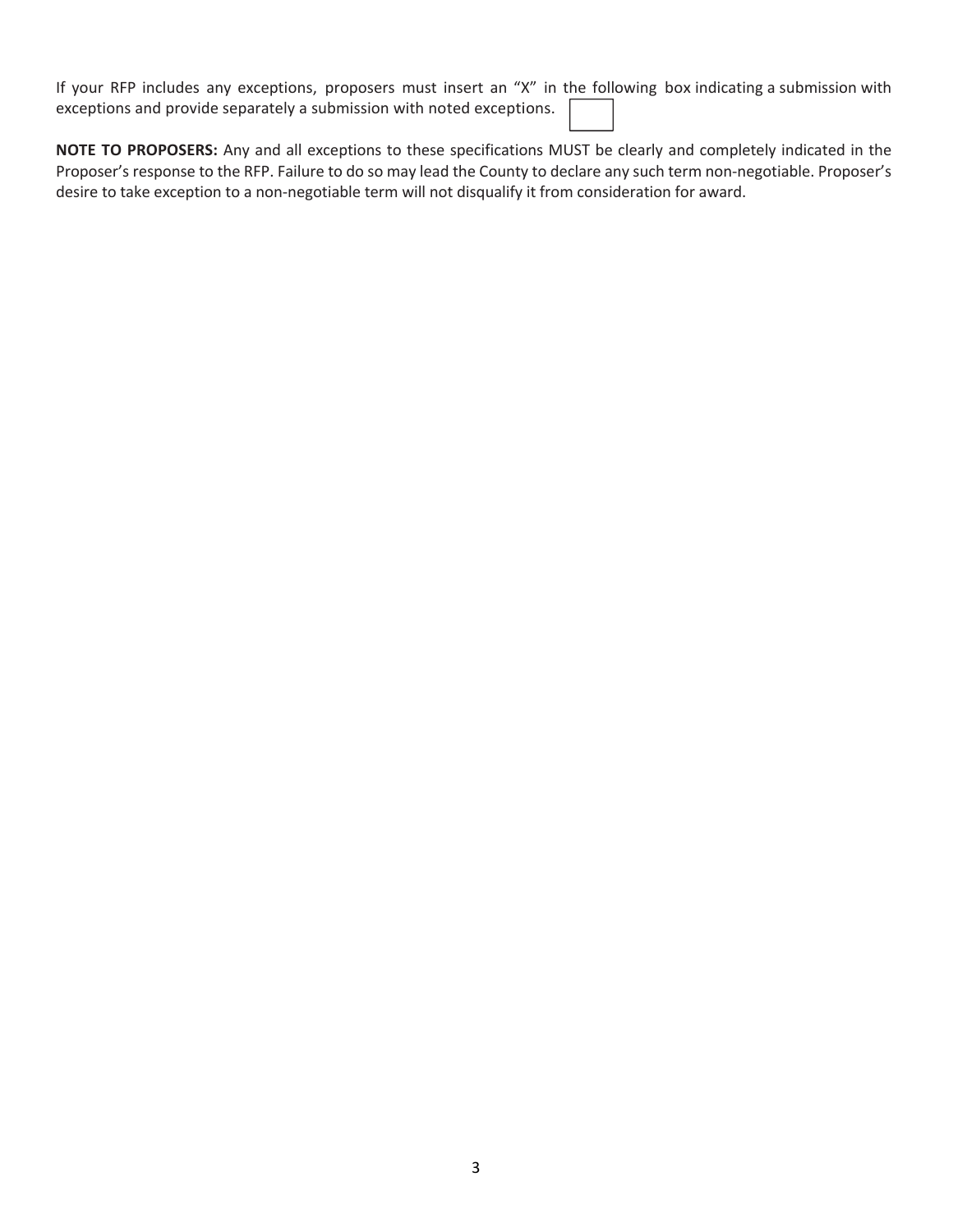If your RFP includes any exceptions, proposers must insert an "X" in the following box indicating a submission with exceptions and provide separately a submission with noted exceptions. ☐

**NOTE TO PROPOSERS:** Any and all exceptions to these specifications MUST be clearly and completely indicated in the Proposer's response to the RFP. Failure to do so may lead the County to declare any such term non-negotiable. Proposer's desire to take exception to a non-negotiable term will not disqualify it from consideration for award.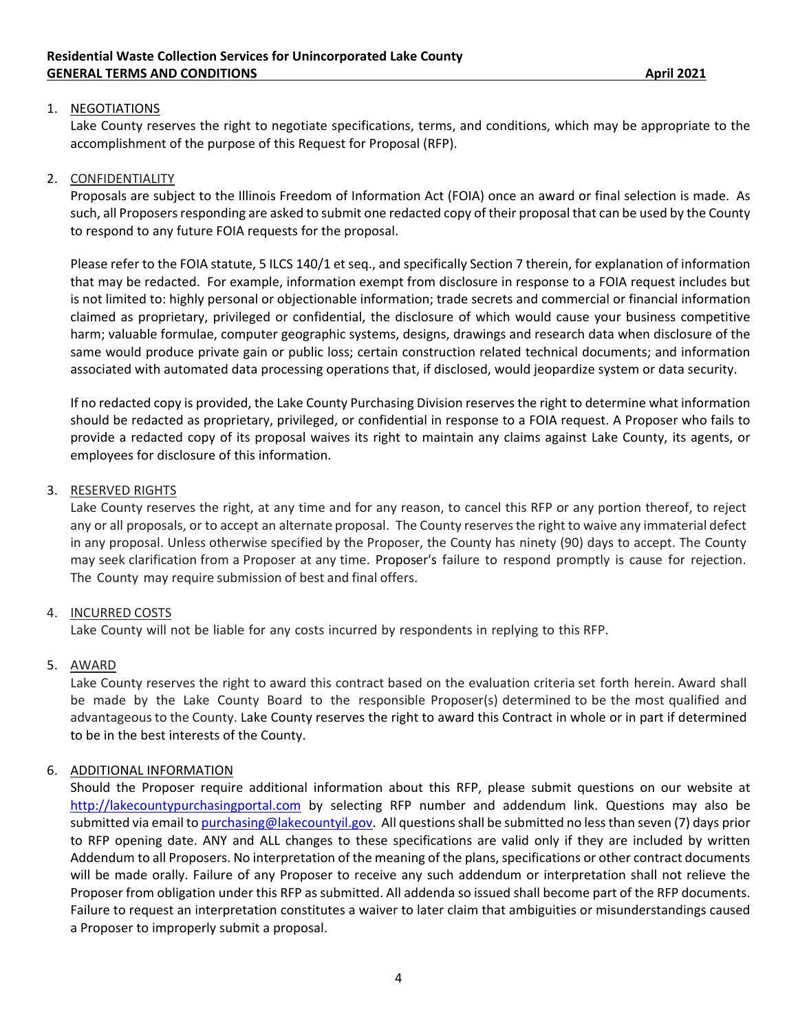**Residential Waste Collection Services for Unincorporated Lake County**
**GENERAL TERMS AND CONDITIONS** **April 2021**

1. NEGOTIATIONS
   Lake County reserves the right to negotiate specifications, terms, and conditions, which may be appropriate to the accomplishment of the purpose of this Request for Proposal (RFP).

2. CONFIDENTIALITY
   Proposals are subject to the Illinois Freedom of Information Act (FOIA) once an award or final selection is made. As such, all Proposers responding are asked to submit one redacted copy of their proposal that can be used by the County to respond to any future FOIA requests for the proposal.

   Please refer to the FOIA statute, 5 ILCS 140/1 et seq., and specifically Section 7 therein, for explanation of information that may be redacted. For example, information exempt from disclosure in response to a FOIA request includes but is not limited to: highly personal or objectionable information; trade secrets and commercial or financial information claimed as proprietary, privileged or confidential, the disclosure of which would cause your business competitive harm; valuable formulae, computer geographic systems, designs, drawings and research data when disclosure of the same would produce private gain or public loss; certain construction related technical documents; and information associated with automated data processing operations that, if disclosed, would jeopardize system or data security.

   If no redacted copy is provided, the Lake County Purchasing Division reserves the right to determine what information should be redacted as proprietary, privileged, or confidential in response to a FOIA request. A Proposer who fails to provide a redacted copy of its proposal waives its right to maintain any claims against Lake County, its agents, or employees for disclosure of this information.

3. RESERVED RIGHTS
   Lake County reserves the right, at any time and for any reason, to cancel this RFP or any portion thereof, to reject any or all proposals, or to accept an alternate proposal. The County reserves the right to waive any immaterial defect in any proposal. Unless otherwise specified by the Proposer, the County has ninety (90) days to accept. The County may seek clarification from a Proposer at any time. Proposer's failure to respond promptly is cause for rejection. The County may require submission of best and final offers.

4. INCURRED COSTS
   Lake County will not be liable for any costs incurred by respondents in replying to this RFP.

5. AWARD
   Lake County reserves the right to award this contract based on the evaluation criteria set forth herein. Award shall be made by the Lake County Board to the responsible Proposer(s) determined to be the most qualified and advantageous to the County. Lake County reserves the right to award this Contract in whole or in part if determined to be in the best interests of the County.

6. ADDITIONAL INFORMATION
   Should the Proposer require additional information about this RFP, please submit questions on our website at http://lakecountypurchasingportal.com by selecting RFP number and addendum link. Questions may also be submitted via email to purchasing@lakecountyil.gov. All questions shall be submitted no less than seven (7) days prior to RFP opening date. ANY and ALL changes to these specifications are valid only if they are included by written Addendum to all Proposers. No interpretation of the meaning of the plans, specifications or other contract documents will be made orally. Failure of any Proposer to receive any such addendum or interpretation shall not relieve the Proposer from obligation under this RFP as submitted. All addenda so issued shall become part of the RFP documents. Failure to request an interpretation constitutes a waiver to later claim that ambiguities or misunderstandings caused a Proposer to improperly submit a proposal.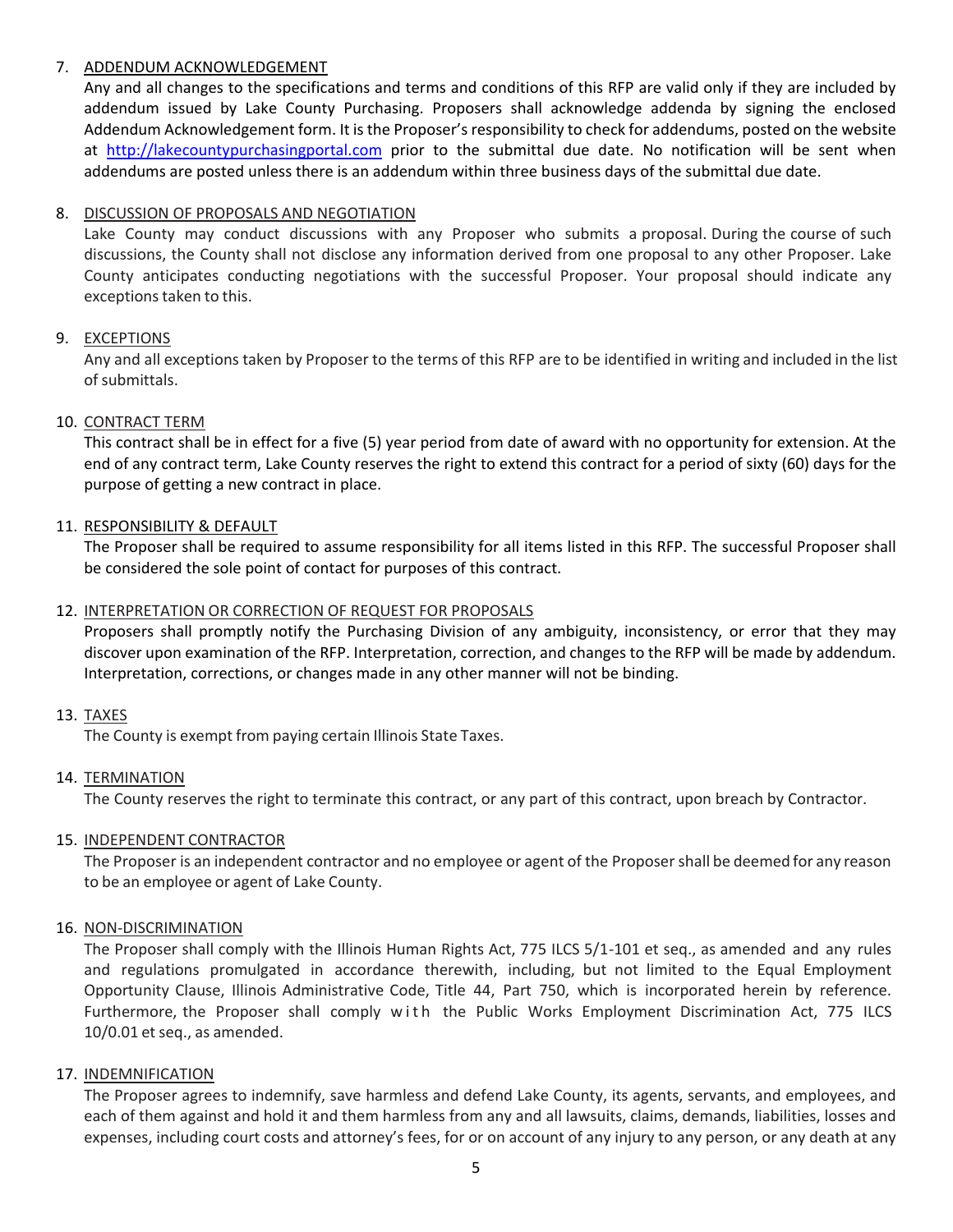7. ADDENDUM ACKNOWLEDGEMENT

   Any and all changes to the specifications and terms and conditions of this RFP are valid only if they are included by addendum issued by Lake County Purchasing. Proposers shall acknowledge addenda by signing the enclosed Addendum Acknowledgement form. It is the Proposer's responsibility to check for addendums, posted on the website at http://lakecountypurchasingportal.com prior to the submittal due date. No notification will be sent when addendums are posted unless there is an addendum within three business days of the submittal due date.

8. DISCUSSION OF PROPOSALS AND NEGOTIATION

   Lake County may conduct discussions with any Proposer who submits a proposal. During the course of such discussions, the County shall not disclose any information derived from one proposal to any other Proposer. Lake County anticipates conducting negotiations with the successful Proposer. Your proposal should indicate any exceptions taken to this.

9. EXCEPTIONS

   Any and all exceptions taken by Proposer to the terms of this RFP are to be identified in writing and included in the list of submittals.

10. CONTRACT TERM

    This contract shall be in effect for a five (5) year period from date of award with no opportunity for extension. At the end of any contract term, Lake County reserves the right to extend this contract for a period of sixty (60) days for the purpose of getting a new contract in place.

11. RESPONSIBILITY & DEFAULT

    The Proposer shall be required to assume responsibility for all items listed in this RFP. The successful Proposer shall be considered the sole point of contact for purposes of this contract.

12. INTERPRETATION OR CORRECTION OF REQUEST FOR PROPOSALS

    Proposers shall promptly notify the Purchasing Division of any ambiguity, inconsistency, or error that they may discover upon examination of the RFP. Interpretation, correction, and changes to the RFP will be made by addendum. Interpretation, corrections, or changes made in any other manner will not be binding.

13. TAXES

    The County is exempt from paying certain Illinois State Taxes.

14. TERMINATION

    The County reserves the right to terminate this contract, or any part of this contract, upon breach by Contractor.

15. INDEPENDENT CONTRACTOR

    The Proposer is an independent contractor and no employee or agent of the Proposer shall be deemed for any reason to be an employee or agent of Lake County.

16. NON-DISCRIMINATION

    The Proposer shall comply with the Illinois Human Rights Act, 775 ILCS 5/1-101 et seq., as amended and any rules and regulations promulgated in accordance therewith, including, but not limited to the Equal Employment Opportunity Clause, Illinois Administrative Code, Title 44, Part 750, which is incorporated herein by reference. Furthermore, the Proposer shall comply with the Public Works Employment Discrimination Act, 775 ILCS 10/0.01 et seq., as amended.

17. INDEMNIFICATION

    The Proposer agrees to indemnify, save harmless and defend Lake County, its agents, servants, and employees, and each of them against and hold it and them harmless from any and all lawsuits, claims, demands, liabilities, losses and expenses, including court costs and attorney's fees, for or on account of any injury to any person, or any death at any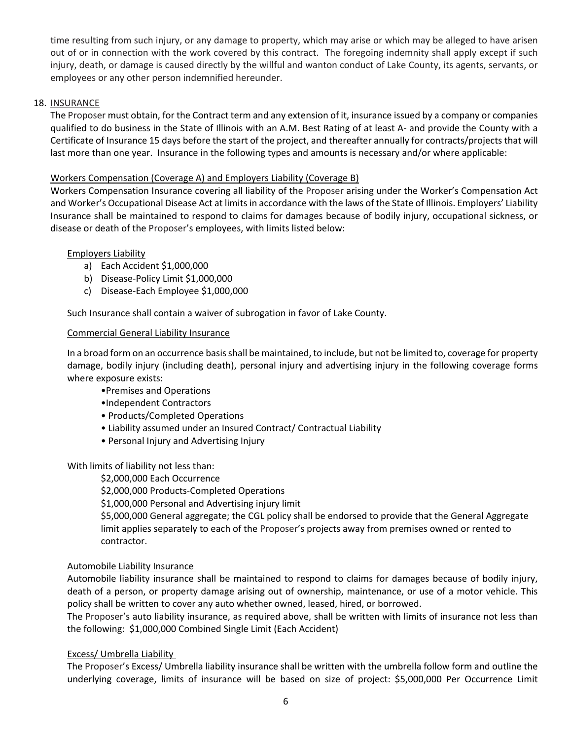time resulting from such injury, or any damage to property, which may arise or which may be alleged to have arisen out of or in connection with the work covered by this contract. The foregoing indemnity shall apply except if such injury, death, or damage is caused directly by the willful and wanton conduct of Lake County, its agents, servants, or employees or any other person indemnified hereunder.

18. INSURANCE

The Proposer must obtain, for the Contract term and any extension of it, insurance issued by a company or companies qualified to do business in the State of Illinois with an A.M. Best Rating of at least A- and provide the County with a Certificate of Insurance 15 days before the start of the project, and thereafter annually for contracts/projects that will last more than one year. Insurance in the following types and amounts is necessary and/or where applicable:

Workers Compensation (Coverage A) and Employers Liability (Coverage B)

Workers Compensation Insurance covering all liability of the Proposer arising under the Worker's Compensation Act and Worker's Occupational Disease Act at limits in accordance with the laws of the State of Illinois. Employers' Liability Insurance shall be maintained to respond to claims for damages because of bodily injury, occupational sickness, or disease or death of the Proposer's employees, with limits listed below:

Employers Liability

a) Each Accident $1,000,000
b) Disease-Policy Limit $1,000,000
c) Disease-Each Employee $1,000,000

Such Insurance shall contain a waiver of subrogation in favor of Lake County.

Commercial General Liability Insurance

In a broad form on an occurrence basis shall be maintained, to include, but not be limited to, coverage for property damage, bodily injury (including death), personal injury and advertising injury in the following coverage forms where exposure exists:

- Premises and Operations
- Independent Contractors
- Products/Completed Operations
- Liability assumed under an Insured Contract/ Contractual Liability
- Personal Injury and Advertising Injury

With limits of liability not less than:

$2,000,000 Each Occurrence

$2,000,000 Products-Completed Operations

$1,000,000 Personal and Advertising injury limit

$5,000,000 General aggregate; the CGL policy shall be endorsed to provide that the General Aggregate limit applies separately to each of the Proposer's projects away from premises owned or rented to contractor.

Automobile Liability Insurance

Automobile liability insurance shall be maintained to respond to claims for damages because of bodily injury, death of a person, or property damage arising out of ownership, maintenance, or use of a motor vehicle. This policy shall be written to cover any auto whether owned, leased, hired, or borrowed.

The Proposer's auto liability insurance, as required above, shall be written with limits of insurance not less than the following: $1,000,000 Combined Single Limit (Each Accident)

Excess/ Umbrella Liability

The Proposer's Excess/ Umbrella liability insurance shall be written with the umbrella follow form and outline the underlying coverage, limits of insurance will be based on size of project: $5,000,000 Per Occurrence Limit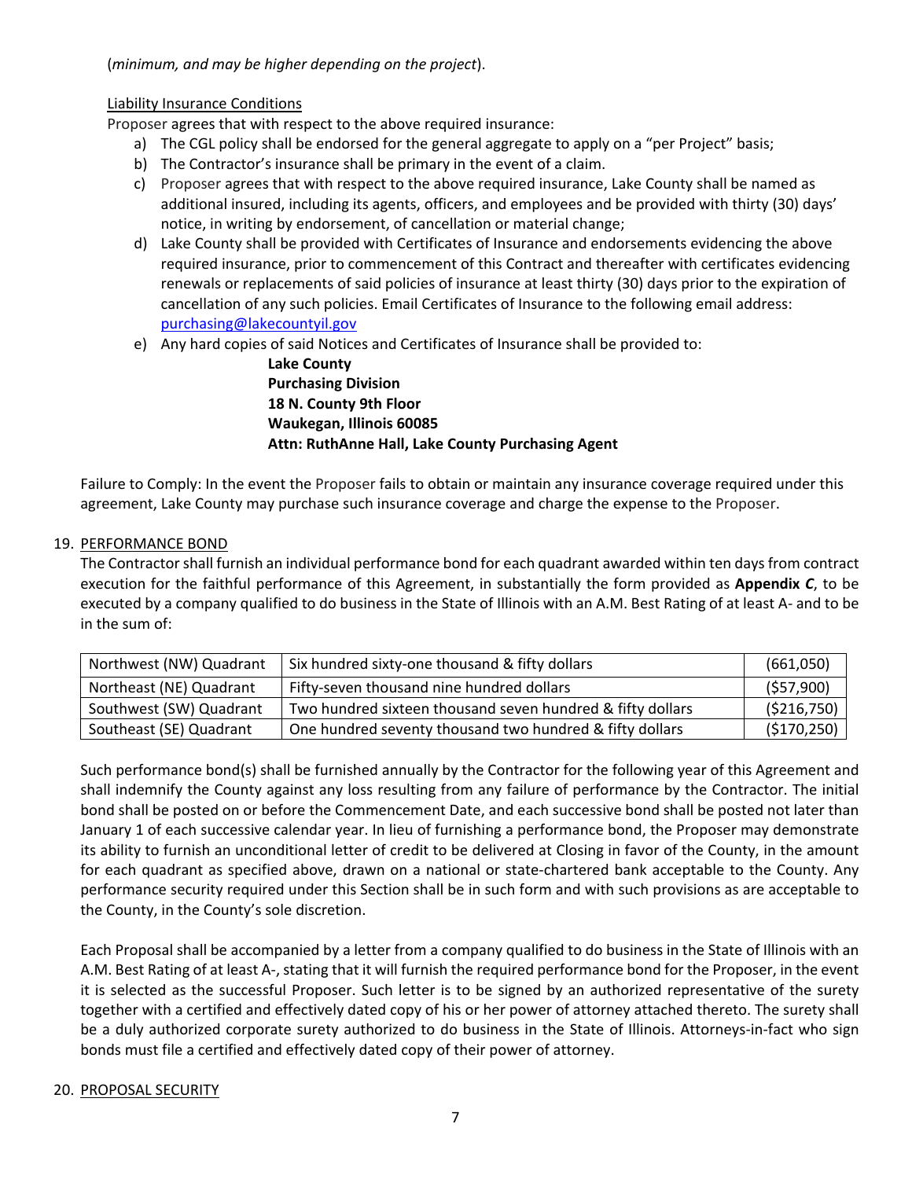(*minimum, and may be higher depending on the project*).

Liability Insurance Conditions

Proposer agrees that with respect to the above required insurance:

a) The CGL policy shall be endorsed for the general aggregate to apply on a "per Project" basis;
b) The Contractor's insurance shall be primary in the event of a claim.
c) Proposer agrees that with respect to the above required insurance, Lake County shall be named as additional insured, including its agents, officers, and employees and be provided with thirty (30) days' notice, in writing by endorsement, of cancellation or material change;
d) Lake County shall be provided with Certificates of Insurance and endorsements evidencing the above required insurance, prior to commencement of this Contract and thereafter with certificates evidencing renewals or replacements of said policies of insurance at least thirty (30) days prior to the expiration of cancellation of any such policies. Email Certificates of Insurance to the following email address: purchasing@lakecountyil.gov
e) Any hard copies of said Notices and Certificates of Insurance shall be provided to:

**Lake County**
**Purchasing Division**
**18 N. County 9th Floor**
**Waukegan, Illinois 60085**
**Attn: RuthAnne Hall, Lake County Purchasing Agent**

Failure to Comply: In the event the Proposer fails to obtain or maintain any insurance coverage required under this agreement, Lake County may purchase such insurance coverage and charge the expense to the Proposer.

19. PERFORMANCE BOND

The Contractor shall furnish an individual performance bond for each quadrant awarded within ten days from contract execution for the faithful performance of this Agreement, in substantially the form provided as **Appendix *C***, to be executed by a company qualified to do business in the State of Illinois with an A.M. Best Rating of at least A- and to be in the sum of:

| | | |
|---|---|---|
| Northwest (NW) Quadrant | Six hundred sixty-one thousand & fifty dollars | (661,050) |
| Northeast (NE) Quadrant | Fifty-seven thousand nine hundred dollars | ($57,900) |
| Southwest (SW) Quadrant | Two hundred sixteen thousand seven hundred & fifty dollars | ($216,750) |
| Southeast (SE) Quadrant | One hundred seventy thousand two hundred & fifty dollars | ($170,250) |

Such performance bond(s) shall be furnished annually by the Contractor for the following year of this Agreement and shall indemnify the County against any loss resulting from any failure of performance by the Contractor. The initial bond shall be posted on or before the Commencement Date, and each successive bond shall be posted not later than January 1 of each successive calendar year. In lieu of furnishing a performance bond, the Proposer may demonstrate its ability to furnish an unconditional letter of credit to be delivered at Closing in favor of the County, in the amount for each quadrant as specified above, drawn on a national or state-chartered bank acceptable to the County. Any performance security required under this Section shall be in such form and with such provisions as are acceptable to the County, in the County's sole discretion.

Each Proposal shall be accompanied by a letter from a company qualified to do business in the State of Illinois with an A.M. Best Rating of at least A-, stating that it will furnish the required performance bond for the Proposer, in the event it is selected as the successful Proposer. Such letter is to be signed by an authorized representative of the surety together with a certified and effectively dated copy of his or her power of attorney attached thereto. The surety shall be a duly authorized corporate surety authorized to do business in the State of Illinois. Attorneys-in-fact who sign bonds must file a certified and effectively dated copy of their power of attorney.

20. PROPOSAL SECURITY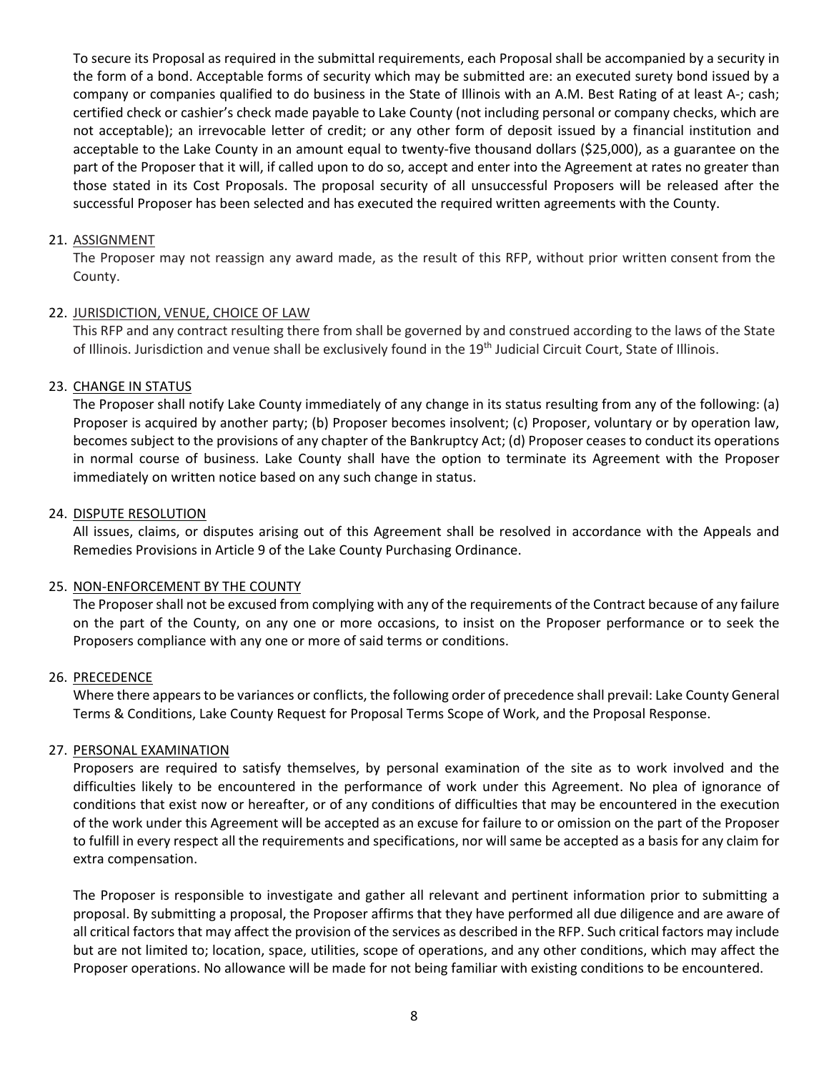To secure its Proposal as required in the submittal requirements, each Proposal shall be accompanied by a security in the form of a bond. Acceptable forms of security which may be submitted are: an executed surety bond issued by a company or companies qualified to do business in the State of Illinois with an A.M. Best Rating of at least A-; cash; certified check or cashier's check made payable to Lake County (not including personal or company checks, which are not acceptable); an irrevocable letter of credit; or any other form of deposit issued by a financial institution and acceptable to the Lake County in an amount equal to twenty-five thousand dollars ($25,000), as a guarantee on the part of the Proposer that it will, if called upon to do so, accept and enter into the Agreement at rates no greater than those stated in its Cost Proposals. The proposal security of all unsuccessful Proposers will be released after the successful Proposer has been selected and has executed the required written agreements with the County.

21. ASSIGNMENT

    The Proposer may not reassign any award made, as the result of this RFP, without prior written consent from the County.

22. JURISDICTION, VENUE, CHOICE OF LAW

    This RFP and any contract resulting there from shall be governed by and construed according to the laws of the State of Illinois. Jurisdiction and venue shall be exclusively found in the 19th Judicial Circuit Court, State of Illinois.

23. CHANGE IN STATUS

    The Proposer shall notify Lake County immediately of any change in its status resulting from any of the following: (a) Proposer is acquired by another party; (b) Proposer becomes insolvent; (c) Proposer, voluntary or by operation law, becomes subject to the provisions of any chapter of the Bankruptcy Act; (d) Proposer ceases to conduct its operations in normal course of business. Lake County shall have the option to terminate its Agreement with the Proposer immediately on written notice based on any such change in status.

24. DISPUTE RESOLUTION

    All issues, claims, or disputes arising out of this Agreement shall be resolved in accordance with the Appeals and Remedies Provisions in Article 9 of the Lake County Purchasing Ordinance.

25. NON-ENFORCEMENT BY THE COUNTY

    The Proposer shall not be excused from complying with any of the requirements of the Contract because of any failure on the part of the County, on any one or more occasions, to insist on the Proposer performance or to seek the Proposers compliance with any one or more of said terms or conditions.

26. PRECEDENCE

    Where there appears to be variances or conflicts, the following order of precedence shall prevail: Lake County General Terms & Conditions, Lake County Request for Proposal Terms Scope of Work, and the Proposal Response.

27. PERSONAL EXAMINATION

    Proposers are required to satisfy themselves, by personal examination of the site as to work involved and the difficulties likely to be encountered in the performance of work under this Agreement. No plea of ignorance of conditions that exist now or hereafter, or of any conditions of difficulties that may be encountered in the execution of the work under this Agreement will be accepted as an excuse for failure to or omission on the part of the Proposer to fulfill in every respect all the requirements and specifications, nor will same be accepted as a basis for any claim for extra compensation.

    The Proposer is responsible to investigate and gather all relevant and pertinent information prior to submitting a proposal. By submitting a proposal, the Proposer affirms that they have performed all due diligence and are aware of all critical factors that may affect the provision of the services as described in the RFP. Such critical factors may include but are not limited to; location, space, utilities, scope of operations, and any other conditions, which may affect the Proposer operations. No allowance will be made for not being familiar with existing conditions to be encountered.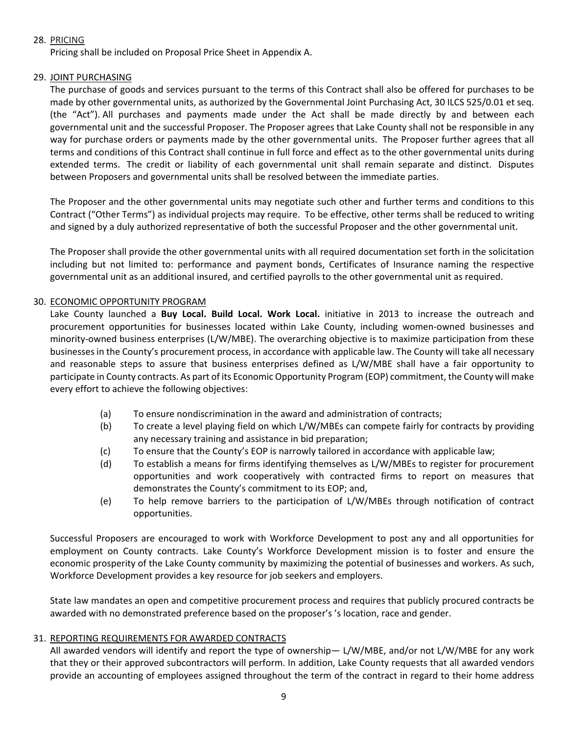28. PRICING

Pricing shall be included on Proposal Price Sheet in Appendix A.

29. JOINT PURCHASING

The purchase of goods and services pursuant to the terms of this Contract shall also be offered for purchases to be made by other governmental units, as authorized by the Governmental Joint Purchasing Act, 30 ILCS 525/0.01 et seq. (the "Act"). All purchases and payments made under the Act shall be made directly by and between each governmental unit and the successful Proposer. The Proposer agrees that Lake County shall not be responsible in any way for purchase orders or payments made by the other governmental units. The Proposer further agrees that all terms and conditions of this Contract shall continue in full force and effect as to the other governmental units during extended terms. The credit or liability of each governmental unit shall remain separate and distinct. Disputes between Proposers and governmental units shall be resolved between the immediate parties.

The Proposer and the other governmental units may negotiate such other and further terms and conditions to this Contract ("Other Terms") as individual projects may require. To be effective, other terms shall be reduced to writing and signed by a duly authorized representative of both the successful Proposer and the other governmental unit.

The Proposer shall provide the other governmental units with all required documentation set forth in the solicitation including but not limited to: performance and payment bonds, Certificates of Insurance naming the respective governmental unit as an additional insured, and certified payrolls to the other governmental unit as required.

30. ECONOMIC OPPORTUNITY PROGRAM

Lake County launched a **Buy Local. Build Local. Work Local.** initiative in 2013 to increase the outreach and procurement opportunities for businesses located within Lake County, including women-owned businesses and minority-owned business enterprises (L/W/MBE). The overarching objective is to maximize participation from these businesses in the County's procurement process, in accordance with applicable law. The County will take all necessary and reasonable steps to assure that business enterprises defined as L/W/MBE shall have a fair opportunity to participate in County contracts. As part of its Economic Opportunity Program (EOP) commitment, the County will make every effort to achieve the following objectives:

(a) To ensure nondiscrimination in the award and administration of contracts;

(b) To create a level playing field on which L/W/MBEs can compete fairly for contracts by providing any necessary training and assistance in bid preparation;

(c) To ensure that the County's EOP is narrowly tailored in accordance with applicable law;

(d) To establish a means for firms identifying themselves as L/W/MBEs to register for procurement opportunities and work cooperatively with contracted firms to report on measures that demonstrates the County's commitment to its EOP; and,

(e) To help remove barriers to the participation of L/W/MBEs through notification of contract opportunities.

Successful Proposers are encouraged to work with Workforce Development to post any and all opportunities for employment on County contracts. Lake County's Workforce Development mission is to foster and ensure the economic prosperity of the Lake County community by maximizing the potential of businesses and workers. As such, Workforce Development provides a key resource for job seekers and employers.

State law mandates an open and competitive procurement process and requires that publicly procured contracts be awarded with no demonstrated preference based on the proposer's 's location, race and gender.

31. REPORTING REQUIREMENTS FOR AWARDED CONTRACTS

All awarded vendors will identify and report the type of ownership— L/W/MBE, and/or not L/W/MBE for any work that they or their approved subcontractors will perform. In addition, Lake County requests that all awarded vendors provide an accounting of employees assigned throughout the term of the contract in regard to their home address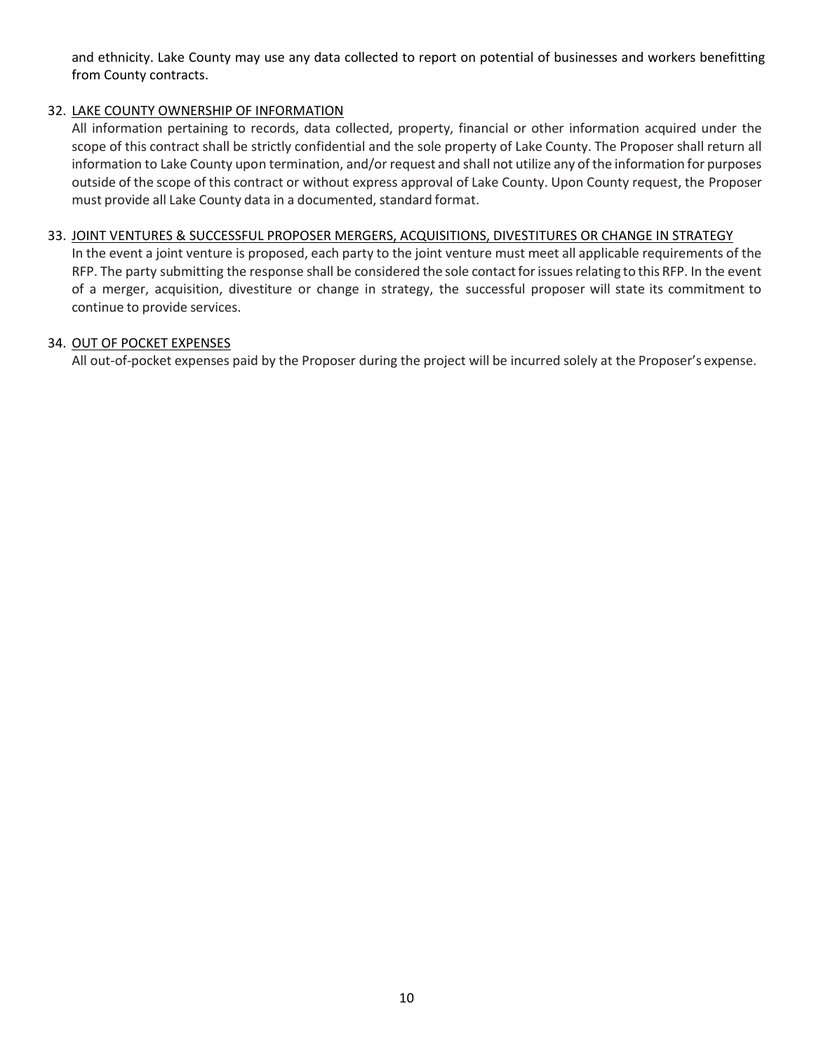and ethnicity. Lake County may use any data collected to report on potential of businesses and workers benefitting from County contracts.

32. LAKE COUNTY OWNERSHIP OF INFORMATION

All information pertaining to records, data collected, property, financial or other information acquired under the scope of this contract shall be strictly confidential and the sole property of Lake County. The Proposer shall return all information to Lake County upon termination, and/or request and shall not utilize any of the information for purposes outside of the scope of this contract or without express approval of Lake County. Upon County request, the Proposer must provide all Lake County data in a documented, standard format.

33. JOINT VENTURES & SUCCESSFUL PROPOSER MERGERS, ACQUISITIONS, DIVESTITURES OR CHANGE IN STRATEGY

In the event a joint venture is proposed, each party to the joint venture must meet all applicable requirements of the RFP. The party submitting the response shall be considered the sole contact for issues relating to this RFP. In the event of a merger, acquisition, divestiture or change in strategy, the successful proposer will state its commitment to continue to provide services.

34. OUT OF POCKET EXPENSES

All out-of-pocket expenses paid by the Proposer during the project will be incurred solely at the Proposer's expense.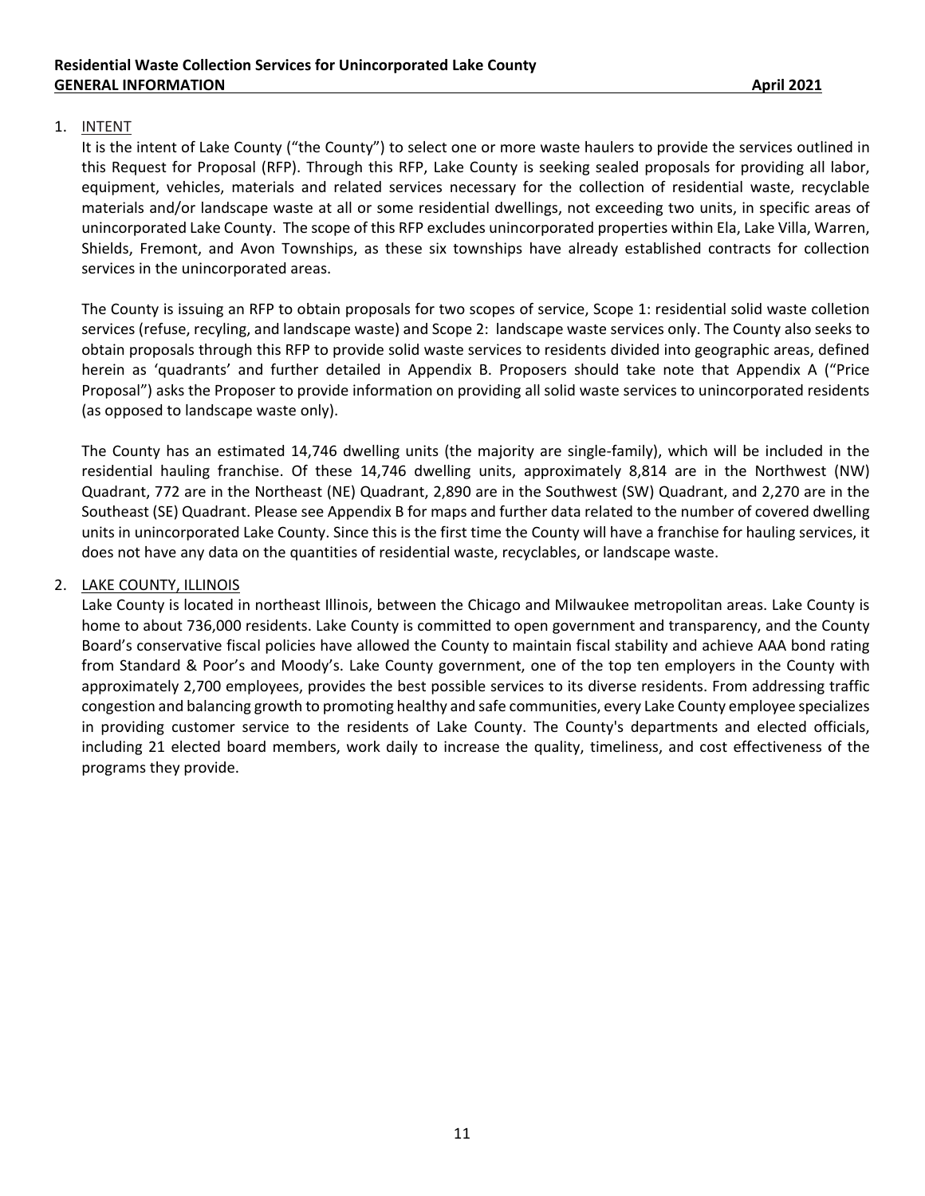**Residential Waste Collection Services for Unincorporated Lake County**
**GENERAL INFORMATION** **April 2021**

1. INTENT

   It is the intent of Lake County ("the County") to select one or more waste haulers to provide the services outlined in this Request for Proposal (RFP). Through this RFP, Lake County is seeking sealed proposals for providing all labor, equipment, vehicles, materials and related services necessary for the collection of residential waste, recyclable materials and/or landscape waste at all or some residential dwellings, not exceeding two units, in specific areas of unincorporated Lake County. The scope of this RFP excludes unincorporated properties within Ela, Lake Villa, Warren, Shields, Fremont, and Avon Townships, as these six townships have already established contracts for collection services in the unincorporated areas.

   The County is issuing an RFP to obtain proposals for two scopes of service, Scope 1: residential solid waste colletion services (refuse, recyling, and landscape waste) and Scope 2: landscape waste services only. The County also seeks to obtain proposals through this RFP to provide solid waste services to residents divided into geographic areas, defined herein as 'quadrants' and further detailed in Appendix B. Proposers should take note that Appendix A ("Price Proposal") asks the Proposer to provide information on providing all solid waste services to unincorporated residents (as opposed to landscape waste only).

   The County has an estimated 14,746 dwelling units (the majority are single-family), which will be included in the residential hauling franchise. Of these 14,746 dwelling units, approximately 8,814 are in the Northwest (NW) Quadrant, 772 are in the Northeast (NE) Quadrant, 2,890 are in the Southwest (SW) Quadrant, and 2,270 are in the Southeast (SE) Quadrant. Please see Appendix B for maps and further data related to the number of covered dwelling units in unincorporated Lake County. Since this is the first time the County will have a franchise for hauling services, it does not have any data on the quantities of residential waste, recyclables, or landscape waste.

2. LAKE COUNTY, ILLINOIS

   Lake County is located in northeast Illinois, between the Chicago and Milwaukee metropolitan areas. Lake County is home to about 736,000 residents. Lake County is committed to open government and transparency, and the County Board's conservative fiscal policies have allowed the County to maintain fiscal stability and achieve AAA bond rating from Standard & Poor's and Moody's. Lake County government, one of the top ten employers in the County with approximately 2,700 employees, provides the best possible services to its diverse residents. From addressing traffic congestion and balancing growth to promoting healthy and safe communities, every Lake County employee specializes in providing customer service to the residents of Lake County. The County's departments and elected officials, including 21 elected board members, work daily to increase the quality, timeliness, and cost effectiveness of the programs they provide.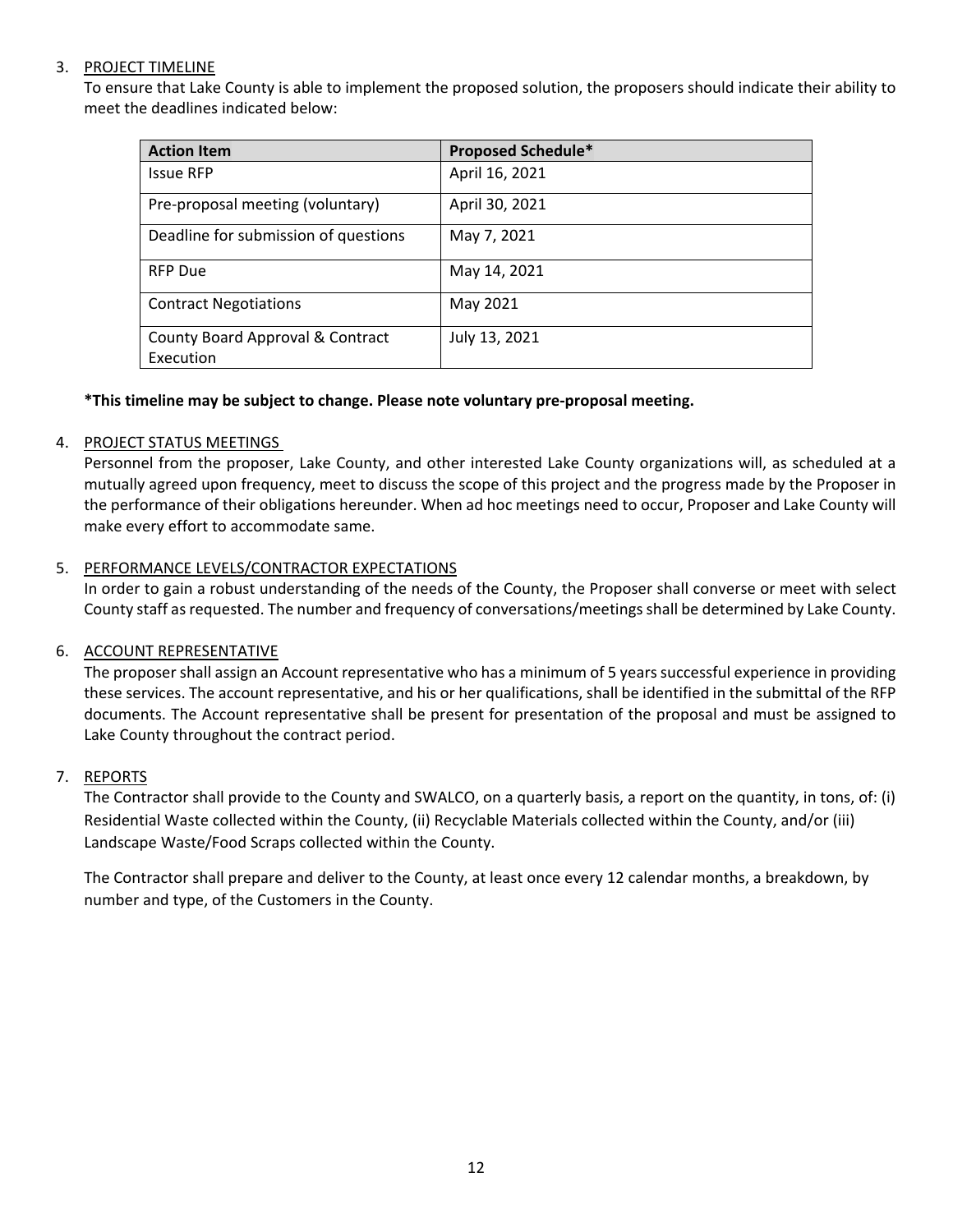3. PROJECT TIMELINE

   To ensure that Lake County is able to implement the proposed solution, the proposers should indicate their ability to meet the deadlines indicated below:

| Action Item | Proposed Schedule* |
| --- | --- |
| Issue RFP | April 16, 2021 |
| Pre-proposal meeting (voluntary) | April 30, 2021 |
| Deadline for submission of questions | May 7, 2021 |
| RFP Due | May 14, 2021 |
| Contract Negotiations | May 2021 |
| County Board Approval & Contract Execution | July 13, 2021 |

   **\*This timeline may be subject to change. Please note voluntary pre-proposal meeting.**

4. PROJECT STATUS MEETINGS

   Personnel from the proposer, Lake County, and other interested Lake County organizations will, as scheduled at a mutually agreed upon frequency, meet to discuss the scope of this project and the progress made by the Proposer in the performance of their obligations hereunder. When ad hoc meetings need to occur, Proposer and Lake County will make every effort to accommodate same.

5. PERFORMANCE LEVELS/CONTRACTOR EXPECTATIONS

   In order to gain a robust understanding of the needs of the County, the Proposer shall converse or meet with select County staff as requested. The number and frequency of conversations/meetings shall be determined by Lake County.

6. ACCOUNT REPRESENTATIVE

   The proposer shall assign an Account representative who has a minimum of 5 years successful experience in providing these services. The account representative, and his or her qualifications, shall be identified in the submittal of the RFP documents. The Account representative shall be present for presentation of the proposal and must be assigned to Lake County throughout the contract period.

7. REPORTS

   The Contractor shall provide to the County and SWALCO, on a quarterly basis, a report on the quantity, in tons, of: (i) Residential Waste collected within the County, (ii) Recyclable Materials collected within the County, and/or (iii) Landscape Waste/Food Scraps collected within the County.

   The Contractor shall prepare and deliver to the County, at least once every 12 calendar months, a breakdown, by number and type, of the Customers in the County.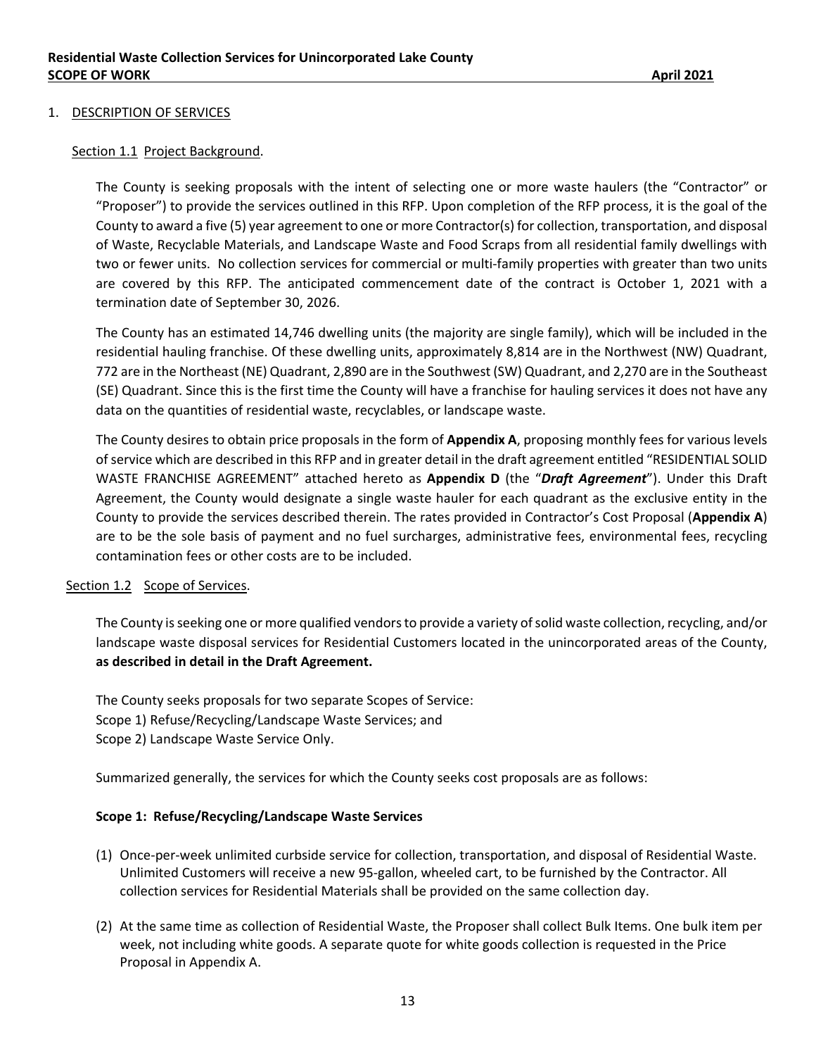## 1. DESCRIPTION OF SERVICES

### Section 1.1 Project Background.

The County is seeking proposals with the intent of selecting one or more waste haulers (the "Contractor" or "Proposer") to provide the services outlined in this RFP. Upon completion of the RFP process, it is the goal of the County to award a five (5) year agreement to one or more Contractor(s) for collection, transportation, and disposal of Waste, Recyclable Materials, and Landscape Waste and Food Scraps from all residential family dwellings with two or fewer units. No collection services for commercial or multi-family properties with greater than two units are covered by this RFP. The anticipated commencement date of the contract is October 1, 2021 with a termination date of September 30, 2026.

The County has an estimated 14,746 dwelling units (the majority are single family), which will be included in the residential hauling franchise. Of these dwelling units, approximately 8,814 are in the Northwest (NW) Quadrant, 772 are in the Northeast (NE) Quadrant, 2,890 are in the Southwest (SW) Quadrant, and 2,270 are in the Southeast (SE) Quadrant. Since this is the first time the County will have a franchise for hauling services it does not have any data on the quantities of residential waste, recyclables, or landscape waste.

The County desires to obtain price proposals in the form of **Appendix A**, proposing monthly fees for various levels of service which are described in this RFP and in greater detail in the draft agreement entitled "RESIDENTIAL SOLID WASTE FRANCHISE AGREEMENT" attached hereto as **Appendix D** (the "***Draft Agreement***"). Under this Draft Agreement, the County would designate a single waste hauler for each quadrant as the exclusive entity in the County to provide the services described therein. The rates provided in Contractor's Cost Proposal (**Appendix A**) are to be the sole basis of payment and no fuel surcharges, administrative fees, environmental fees, recycling contamination fees or other costs are to be included.

### Section 1.2 Scope of Services.

The County is seeking one or more qualified vendors to provide a variety of solid waste collection, recycling, and/or landscape waste disposal services for Residential Customers located in the unincorporated areas of the County, **as described in detail in the Draft Agreement.**

The County seeks proposals for two separate Scopes of Service:
Scope 1) Refuse/Recycling/Landscape Waste Services; and
Scope 2) Landscape Waste Service Only.

Summarized generally, the services for which the County seeks cost proposals are as follows:

**Scope 1: Refuse/Recycling/Landscape Waste Services**

(1) Once-per-week unlimited curbside service for collection, transportation, and disposal of Residential Waste. Unlimited Customers will receive a new 95-gallon, wheeled cart, to be furnished by the Contractor. All collection services for Residential Materials shall be provided on the same collection day.

(2) At the same time as collection of Residential Waste, the Proposer shall collect Bulk Items. One bulk item per week, not including white goods. A separate quote for white goods collection is requested in the Price Proposal in Appendix A.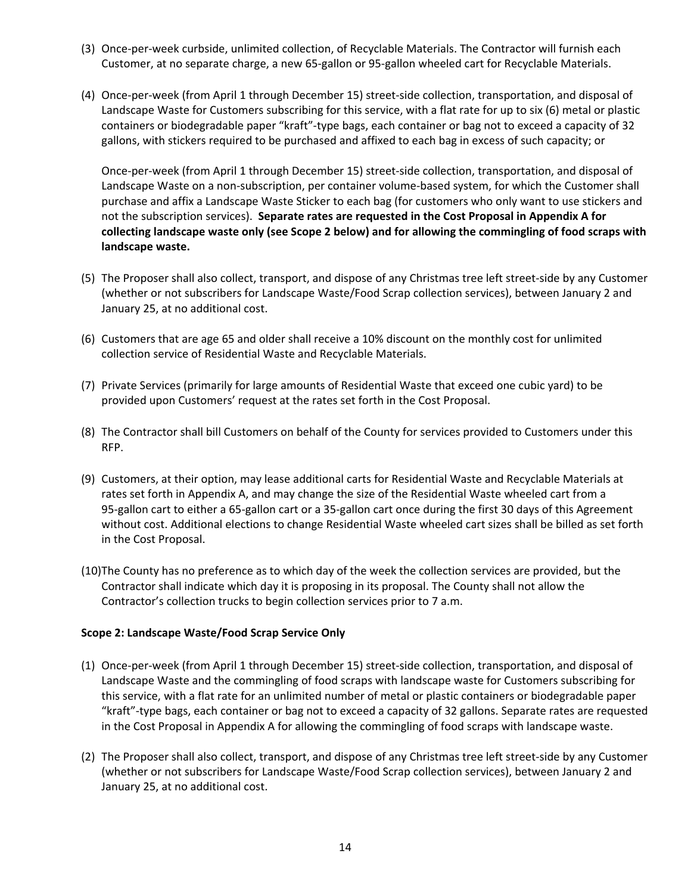(3) Once-per-week curbside, unlimited collection, of Recyclable Materials. The Contractor will furnish each Customer, at no separate charge, a new 65-gallon or 95-gallon wheeled cart for Recyclable Materials.

(4) Once-per-week (from April 1 through December 15) street-side collection, transportation, and disposal of Landscape Waste for Customers subscribing for this service, with a flat rate for up to six (6) metal or plastic containers or biodegradable paper "kraft"-type bags, each container or bag not to exceed a capacity of 32 gallons, with stickers required to be purchased and affixed to each bag in excess of such capacity; or

Once-per-week (from April 1 through December 15) street-side collection, transportation, and disposal of Landscape Waste on a non-subscription, per container volume-based system, for which the Customer shall purchase and affix a Landscape Waste Sticker to each bag (for customers who only want to use stickers and not the subscription services). **Separate rates are requested in the Cost Proposal in Appendix A for collecting landscape waste only (see Scope 2 below) and for allowing the commingling of food scraps with landscape waste.**

(5) The Proposer shall also collect, transport, and dispose of any Christmas tree left street-side by any Customer (whether or not subscribers for Landscape Waste/Food Scrap collection services), between January 2 and January 25, at no additional cost.

(6) Customers that are age 65 and older shall receive a 10% discount on the monthly cost for unlimited collection service of Residential Waste and Recyclable Materials.

(7) Private Services (primarily for large amounts of Residential Waste that exceed one cubic yard) to be provided upon Customers' request at the rates set forth in the Cost Proposal.

(8) The Contractor shall bill Customers on behalf of the County for services provided to Customers under this RFP.

(9) Customers, at their option, may lease additional carts for Residential Waste and Recyclable Materials at rates set forth in Appendix A, and may change the size of the Residential Waste wheeled cart from a 95-gallon cart to either a 65-gallon cart or a 35-gallon cart once during the first 30 days of this Agreement without cost. Additional elections to change Residential Waste wheeled cart sizes shall be billed as set forth in the Cost Proposal.

(10) The County has no preference as to which day of the week the collection services are provided, but the Contractor shall indicate which day it is proposing in its proposal. The County shall not allow the Contractor's collection trucks to begin collection services prior to 7 a.m.

**Scope 2: Landscape Waste/Food Scrap Service Only**

(1) Once-per-week (from April 1 through December 15) street-side collection, transportation, and disposal of Landscape Waste and the commingling of food scraps with landscape waste for Customers subscribing for this service, with a flat rate for an unlimited number of metal or plastic containers or biodegradable paper "kraft"-type bags, each container or bag not to exceed a capacity of 32 gallons. Separate rates are requested in the Cost Proposal in Appendix A for allowing the commingling of food scraps with landscape waste.

(2) The Proposer shall also collect, transport, and dispose of any Christmas tree left street-side by any Customer (whether or not subscribers for Landscape Waste/Food Scrap collection services), between January 2 and January 25, at no additional cost.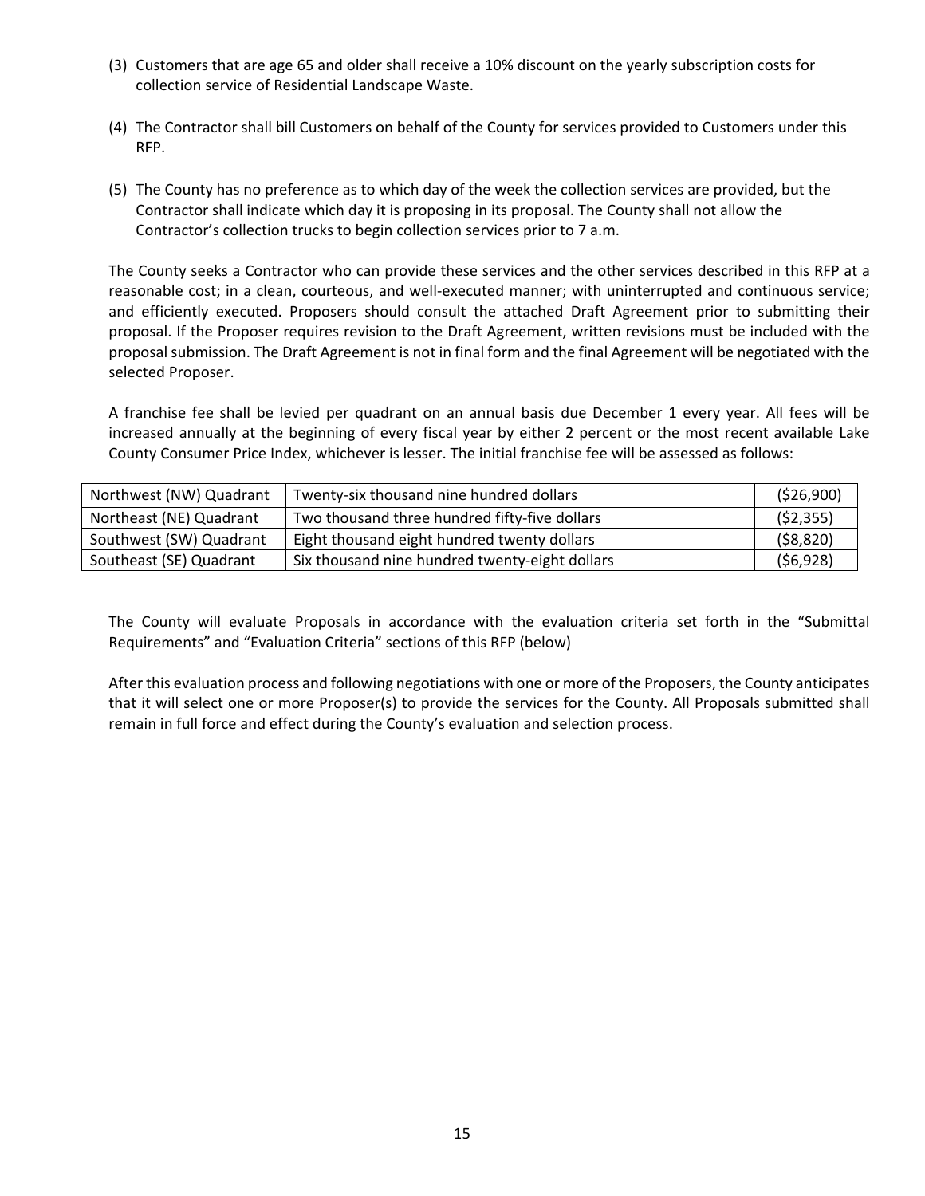(3) Customers that are age 65 and older shall receive a 10% discount on the yearly subscription costs for collection service of Residential Landscape Waste.

(4) The Contractor shall bill Customers on behalf of the County for services provided to Customers under this RFP.

(5) The County has no preference as to which day of the week the collection services are provided, but the Contractor shall indicate which day it is proposing in its proposal. The County shall not allow the Contractor's collection trucks to begin collection services prior to 7 a.m.

The County seeks a Contractor who can provide these services and the other services described in this RFP at a reasonable cost; in a clean, courteous, and well-executed manner; with uninterrupted and continuous service; and efficiently executed. Proposers should consult the attached Draft Agreement prior to submitting their proposal. If the Proposer requires revision to the Draft Agreement, written revisions must be included with the proposal submission. The Draft Agreement is not in final form and the final Agreement will be negotiated with the selected Proposer.

A franchise fee shall be levied per quadrant on an annual basis due December 1 every year. All fees will be increased annually at the beginning of every fiscal year by either 2 percent or the most recent available Lake County Consumer Price Index, whichever is lesser. The initial franchise fee will be assessed as follows:

| | | |
|---|---|---|
| Northwest (NW) Quadrant | Twenty-six thousand nine hundred dollars | ($26,900) |
| Northeast (NE) Quadrant | Two thousand three hundred fifty-five dollars | ($2,355) |
| Southwest (SW) Quadrant | Eight thousand eight hundred twenty dollars | ($8,820) |
| Southeast (SE) Quadrant | Six thousand nine hundred twenty-eight dollars | ($6,928) |

The County will evaluate Proposals in accordance with the evaluation criteria set forth in the "Submittal Requirements" and "Evaluation Criteria" sections of this RFP (below)

After this evaluation process and following negotiations with one or more of the Proposers, the County anticipates that it will select one or more Proposer(s) to provide the services for the County. All Proposals submitted shall remain in full force and effect during the County's evaluation and selection process.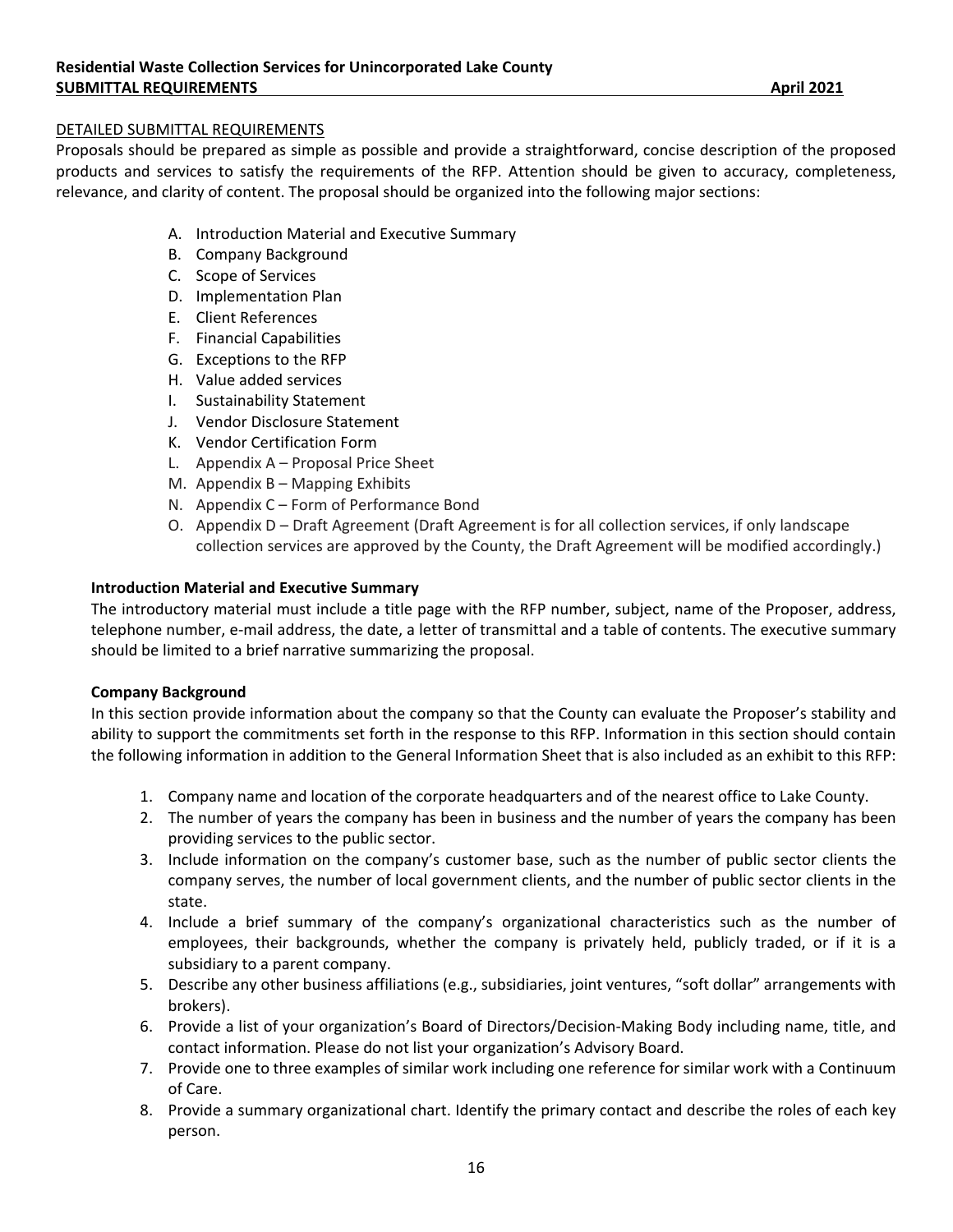DETAILED SUBMITTAL REQUIREMENTS

Proposals should be prepared as simple as possible and provide a straightforward, concise description of the proposed products and services to satisfy the requirements of the RFP. Attention should be given to accuracy, completeness, relevance, and clarity of content. The proposal should be organized into the following major sections:

A. Introduction Material and Executive Summary
B. Company Background
C. Scope of Services
D. Implementation Plan
E. Client References
F. Financial Capabilities
G. Exceptions to the RFP
H. Value added services
I. Sustainability Statement
J. Vendor Disclosure Statement
K. Vendor Certification Form
L. Appendix A – Proposal Price Sheet
M. Appendix B – Mapping Exhibits
N. Appendix C – Form of Performance Bond
O. Appendix D – Draft Agreement (Draft Agreement is for all collection services, if only landscape collection services are approved by the County, the Draft Agreement will be modified accordingly.)

**Introduction Material and Executive Summary**

The introductory material must include a title page with the RFP number, subject, name of the Proposer, address, telephone number, e-mail address, the date, a letter of transmittal and a table of contents. The executive summary should be limited to a brief narrative summarizing the proposal.

**Company Background**

In this section provide information about the company so that the County can evaluate the Proposer's stability and ability to support the commitments set forth in the response to this RFP. Information in this section should contain the following information in addition to the General Information Sheet that is also included as an exhibit to this RFP:

1. Company name and location of the corporate headquarters and of the nearest office to Lake County.
2. The number of years the company has been in business and the number of years the company has been providing services to the public sector.
3. Include information on the company's customer base, such as the number of public sector clients the company serves, the number of local government clients, and the number of public sector clients in the state.
4. Include a brief summary of the company's organizational characteristics such as the number of employees, their backgrounds, whether the company is privately held, publicly traded, or if it is a subsidiary to a parent company.
5. Describe any other business affiliations (e.g., subsidiaries, joint ventures, "soft dollar" arrangements with brokers).
6. Provide a list of your organization's Board of Directors/Decision-Making Body including name, title, and contact information. Please do not list your organization's Advisory Board.
7. Provide one to three examples of similar work including one reference for similar work with a Continuum of Care.
8. Provide a summary organizational chart. Identify the primary contact and describe the roles of each key person.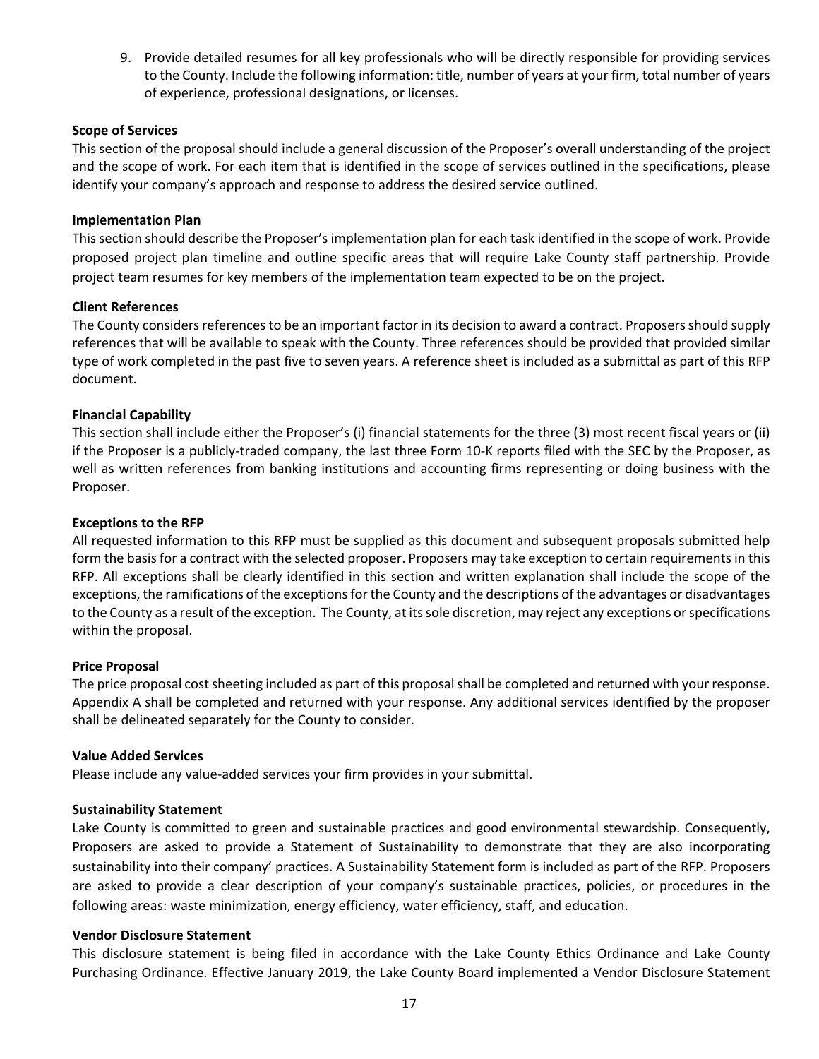9. Provide detailed resumes for all key professionals who will be directly responsible for providing services to the County. Include the following information: title, number of years at your firm, total number of years of experience, professional designations, or licenses.

**Scope of Services**

This section of the proposal should include a general discussion of the Proposer's overall understanding of the project and the scope of work. For each item that is identified in the scope of services outlined in the specifications, please identify your company's approach and response to address the desired service outlined.

**Implementation Plan**

This section should describe the Proposer's implementation plan for each task identified in the scope of work. Provide proposed project plan timeline and outline specific areas that will require Lake County staff partnership. Provide project team resumes for key members of the implementation team expected to be on the project.

**Client References**

The County considers references to be an important factor in its decision to award a contract. Proposers should supply references that will be available to speak with the County. Three references should be provided that provided similar type of work completed in the past five to seven years. A reference sheet is included as a submittal as part of this RFP document.

**Financial Capability**

This section shall include either the Proposer's (i) financial statements for the three (3) most recent fiscal years or (ii) if the Proposer is a publicly-traded company, the last three Form 10-K reports filed with the SEC by the Proposer, as well as written references from banking institutions and accounting firms representing or doing business with the Proposer.

**Exceptions to the RFP**

All requested information to this RFP must be supplied as this document and subsequent proposals submitted help form the basis for a contract with the selected proposer. Proposers may take exception to certain requirements in this RFP. All exceptions shall be clearly identified in this section and written explanation shall include the scope of the exceptions, the ramifications of the exceptions for the County and the descriptions of the advantages or disadvantages to the County as a result of the exception. The County, at its sole discretion, may reject any exceptions or specifications within the proposal.

**Price Proposal**

The price proposal cost sheeting included as part of this proposal shall be completed and returned with your response. Appendix A shall be completed and returned with your response. Any additional services identified by the proposer shall be delineated separately for the County to consider.

**Value Added Services**

Please include any value-added services your firm provides in your submittal.

**Sustainability Statement**

Lake County is committed to green and sustainable practices and good environmental stewardship. Consequently, Proposers are asked to provide a Statement of Sustainability to demonstrate that they are also incorporating sustainability into their company' practices. A Sustainability Statement form is included as part of the RFP. Proposers are asked to provide a clear description of your company's sustainable practices, policies, or procedures in the following areas: waste minimization, energy efficiency, water efficiency, staff, and education.

**Vendor Disclosure Statement**

This disclosure statement is being filed in accordance with the Lake County Ethics Ordinance and Lake County Purchasing Ordinance. Effective January 2019, the Lake County Board implemented a Vendor Disclosure Statement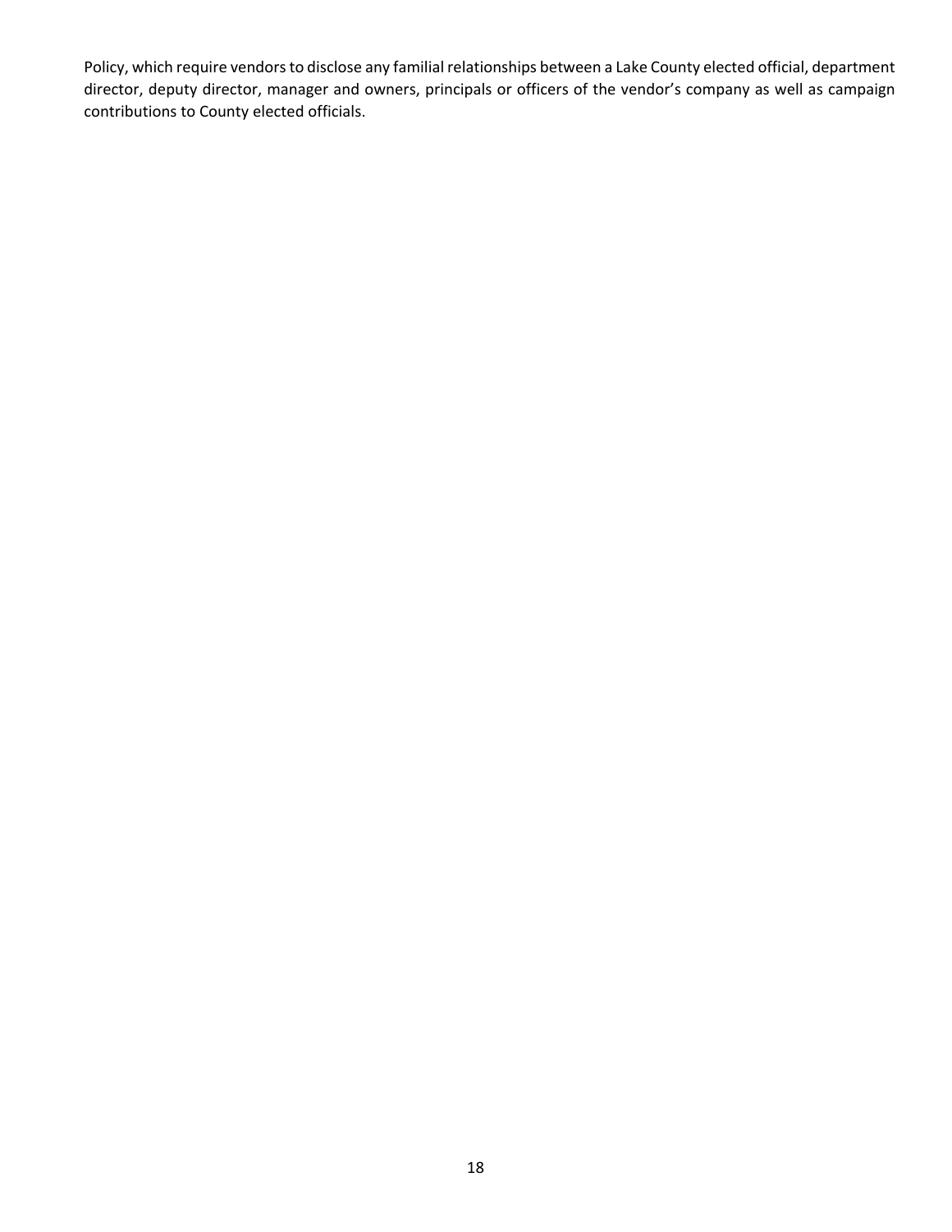Policy, which require vendors to disclose any familial relationships between a Lake County elected official, department director, deputy director, manager and owners, principals or officers of the vendor's company as well as campaign contributions to County elected officials.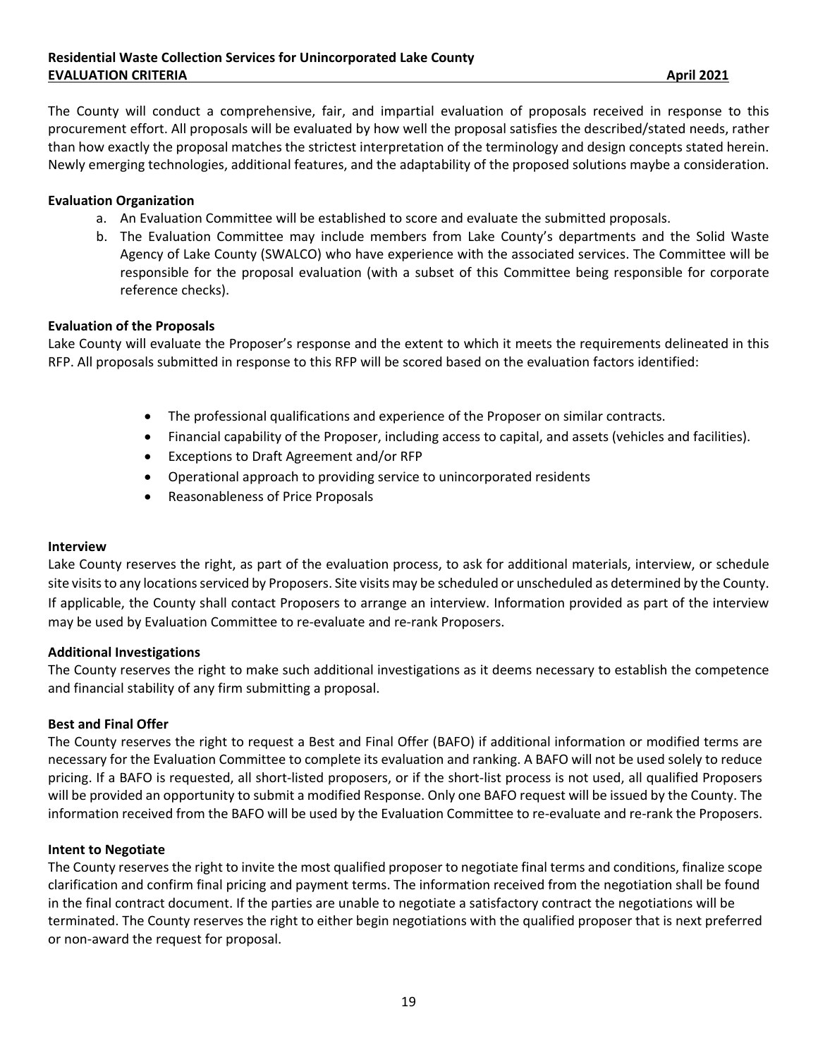The County will conduct a comprehensive, fair, and impartial evaluation of proposals received in response to this procurement effort. All proposals will be evaluated by how well the proposal satisfies the described/stated needs, rather than how exactly the proposal matches the strictest interpretation of the terminology and design concepts stated herein. Newly emerging technologies, additional features, and the adaptability of the proposed solutions maybe a consideration.

**Evaluation Organization**

a. An Evaluation Committee will be established to score and evaluate the submitted proposals.
b. The Evaluation Committee may include members from Lake County's departments and the Solid Waste Agency of Lake County (SWALCO) who have experience with the associated services. The Committee will be responsible for the proposal evaluation (with a subset of this Committee being responsible for corporate reference checks).

**Evaluation of the Proposals**

Lake County will evaluate the Proposer's response and the extent to which it meets the requirements delineated in this RFP. All proposals submitted in response to this RFP will be scored based on the evaluation factors identified:

- The professional qualifications and experience of the Proposer on similar contracts.
- Financial capability of the Proposer, including access to capital, and assets (vehicles and facilities).
- Exceptions to Draft Agreement and/or RFP
- Operational approach to providing service to unincorporated residents
- Reasonableness of Price Proposals

**Interview**

Lake County reserves the right, as part of the evaluation process, to ask for additional materials, interview, or schedule site visits to any locations serviced by Proposers. Site visits may be scheduled or unscheduled as determined by the County. If applicable, the County shall contact Proposers to arrange an interview. Information provided as part of the interview may be used by Evaluation Committee to re-evaluate and re-rank Proposers.

**Additional Investigations**

The County reserves the right to make such additional investigations as it deems necessary to establish the competence and financial stability of any firm submitting a proposal.

**Best and Final Offer**

The County reserves the right to request a Best and Final Offer (BAFO) if additional information or modified terms are necessary for the Evaluation Committee to complete its evaluation and ranking. A BAFO will not be used solely to reduce pricing. If a BAFO is requested, all short-listed proposers, or if the short-list process is not used, all qualified Proposers will be provided an opportunity to submit a modified Response. Only one BAFO request will be issued by the County. The information received from the BAFO will be used by the Evaluation Committee to re-evaluate and re-rank the Proposers.

**Intent to Negotiate**

The County reserves the right to invite the most qualified proposer to negotiate final terms and conditions, finalize scope clarification and confirm final pricing and payment terms. The information received from the negotiation shall be found in the final contract document. If the parties are unable to negotiate a satisfactory contract the negotiations will be terminated. The County reserves the right to either begin negotiations with the qualified proposer that is next preferred or non-award the request for proposal.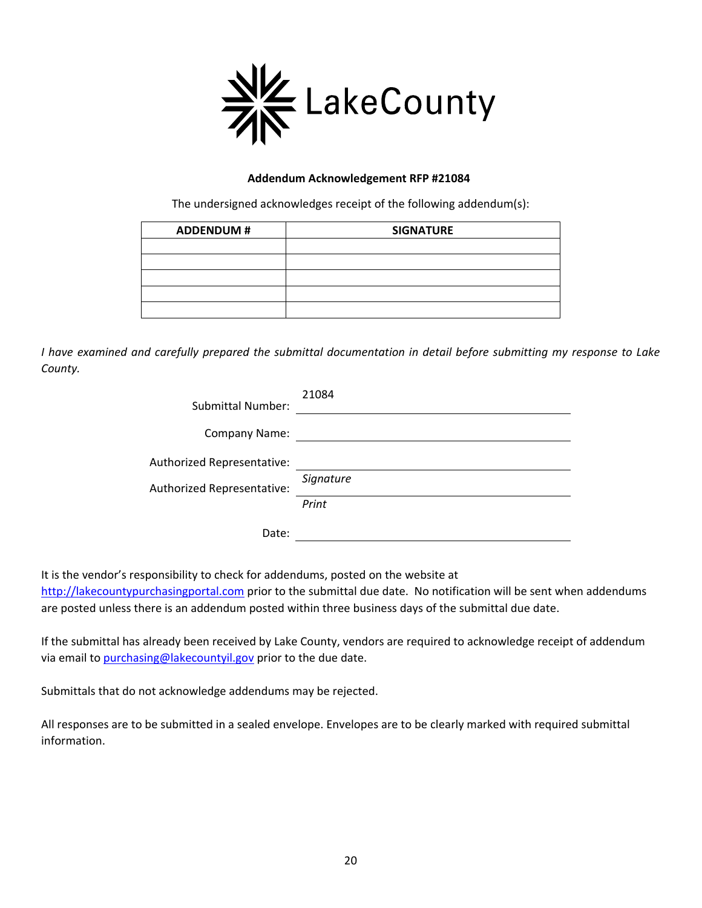LakeCounty

**Addendum Acknowledgement RFP #21084**

The undersigned acknowledges receipt of the following addendum(s):

| ADDENDUM # | SIGNATURE |
|---|---|
| | |
| | |
| | |
| | |
| | |

*I have examined and carefully prepared the submittal documentation in detail before submitting my response to Lake County.*

Submittal Number: 21084

Company Name: ______________________

Authorized Representative: ______________________
*Signature*

Authorized Representative: ______________________
*Print*

Date: ______________________

It is the vendor's responsibility to check for addendums, posted on the website at http://lakecountypurchasingportal.com prior to the submittal due date. No notification will be sent when addendums are posted unless there is an addendum posted within three business days of the submittal due date.

If the submittal has already been received by Lake County, vendors are required to acknowledge receipt of addendum via email to purchasing@lakecountyil.gov prior to the due date.

Submittals that do not acknowledge addendums may be rejected.

All responses are to be submitted in a sealed envelope. Envelopes are to be clearly marked with required submittal information.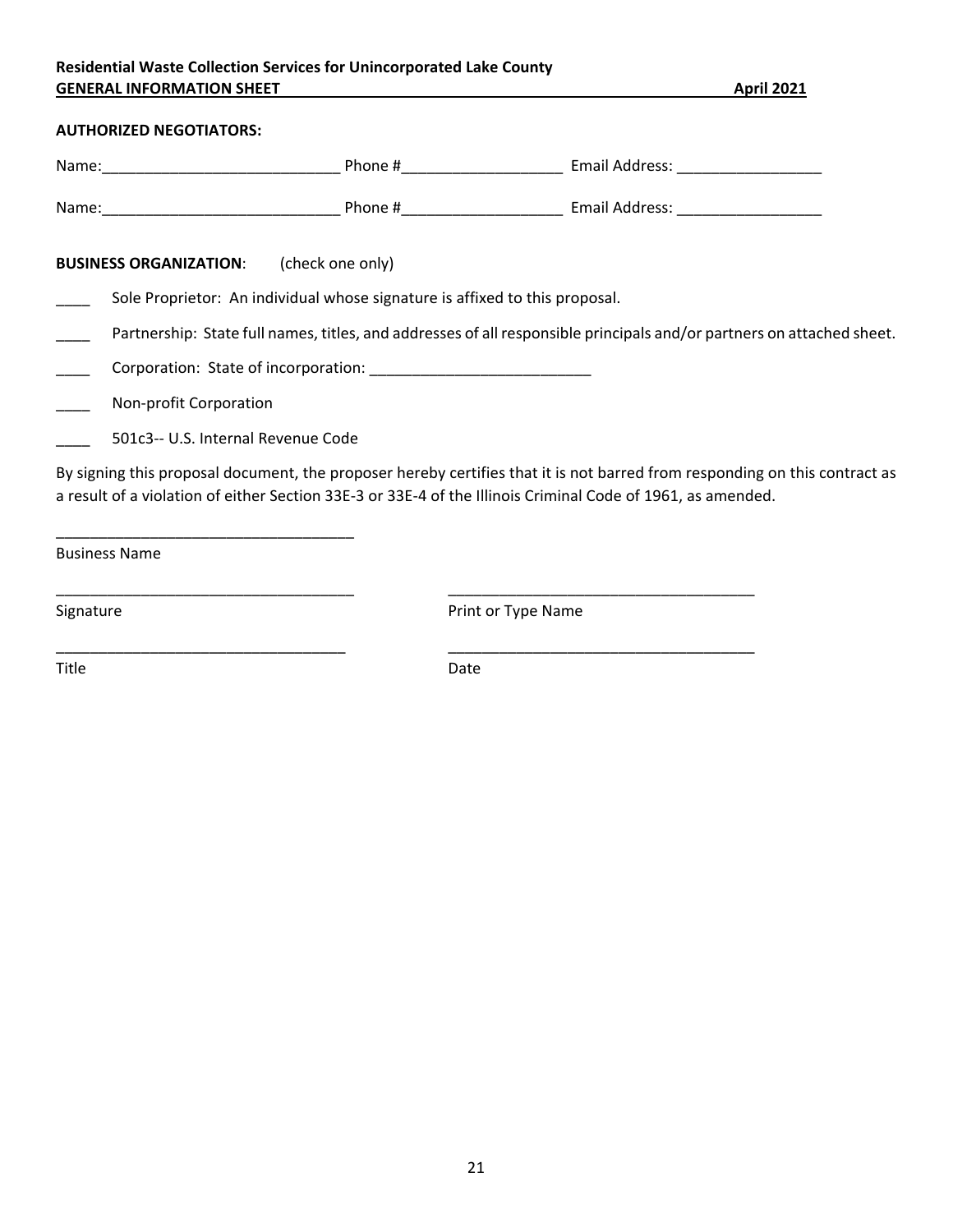**Residential Waste Collection Services for Unincorporated Lake County**
**GENERAL INFORMATION SHEET** **April 2021**

**AUTHORIZED NEGOTIATORS:**

Name:____________________________ Phone #___________________ Email Address: _________________

Name:____________________________ Phone #___________________ Email Address: _________________

**BUSINESS ORGANIZATION**: (check one only)

____ Sole Proprietor: An individual whose signature is affixed to this proposal.

____ Partnership: State full names, titles, and addresses of all responsible principals and/or partners on attached sheet.

____ Corporation: State of incorporation: __________________________

____ Non-profit Corporation

____ 501c3-- U.S. Internal Revenue Code

By signing this proposal document, the proposer hereby certifies that it is not barred from responding on this contract as a result of a violation of either Section 33E-3 or 33E-4 of the Illinois Criminal Code of 1961, as amended.

___________________________________
Business Name

___________________________________ ____________________________________
Signature Print or Type Name

__________________________________ ____________________________________
Title Date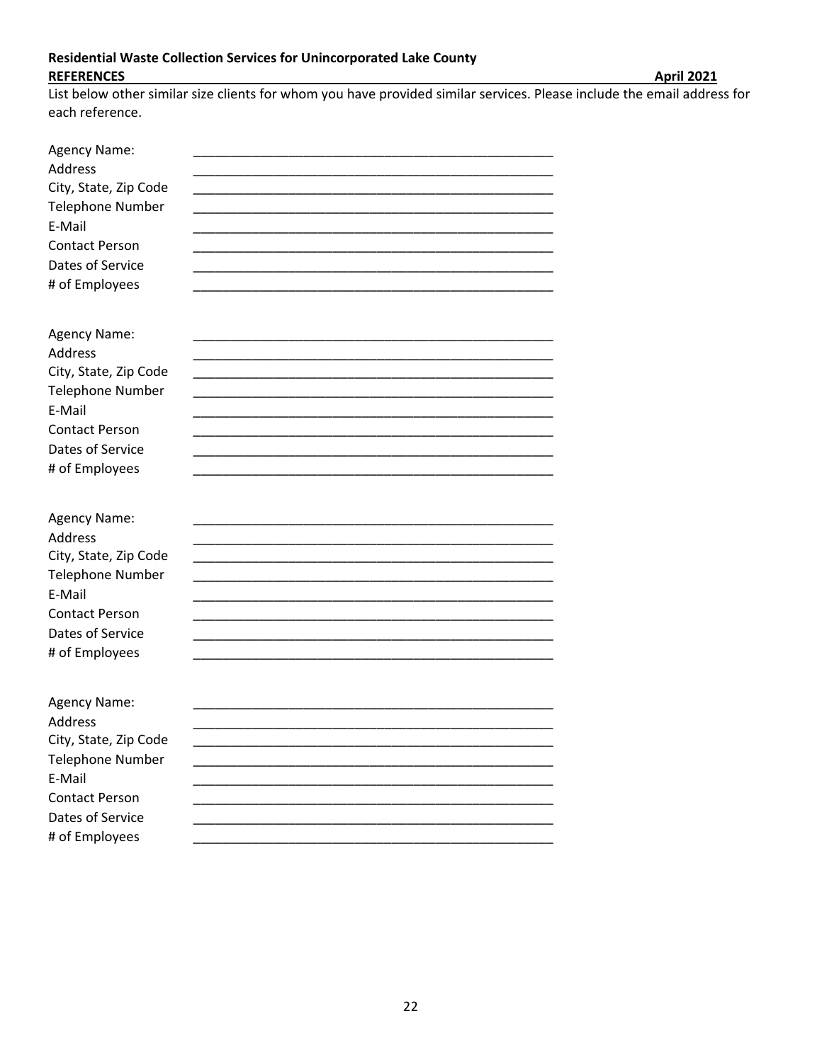**Residential Waste Collection Services for Unincorporated Lake County**

**REFERENCES** **April 2021**

List below other similar size clients for whom you have provided similar services. Please include the email address for each reference.

Agency Name: ____________________________________________
Address ____________________________________________
City, State, Zip Code ____________________________________________
Telephone Number ____________________________________________
E-Mail ____________________________________________
Contact Person ____________________________________________
Dates of Service ____________________________________________
# of Employees ____________________________________________

Agency Name: ____________________________________________
Address ____________________________________________
City, State, Zip Code ____________________________________________
Telephone Number ____________________________________________
E-Mail ____________________________________________
Contact Person ____________________________________________
Dates of Service ____________________________________________
# of Employees ____________________________________________

Agency Name: ____________________________________________
Address ____________________________________________
City, State, Zip Code ____________________________________________
Telephone Number ____________________________________________
E-Mail ____________________________________________
Contact Person ____________________________________________
Dates of Service ____________________________________________
# of Employees ____________________________________________

Agency Name: ____________________________________________
Address ____________________________________________
City, State, Zip Code ____________________________________________
Telephone Number ____________________________________________
E-Mail ____________________________________________
Contact Person ____________________________________________
Dates of Service ____________________________________________
# of Employees ____________________________________________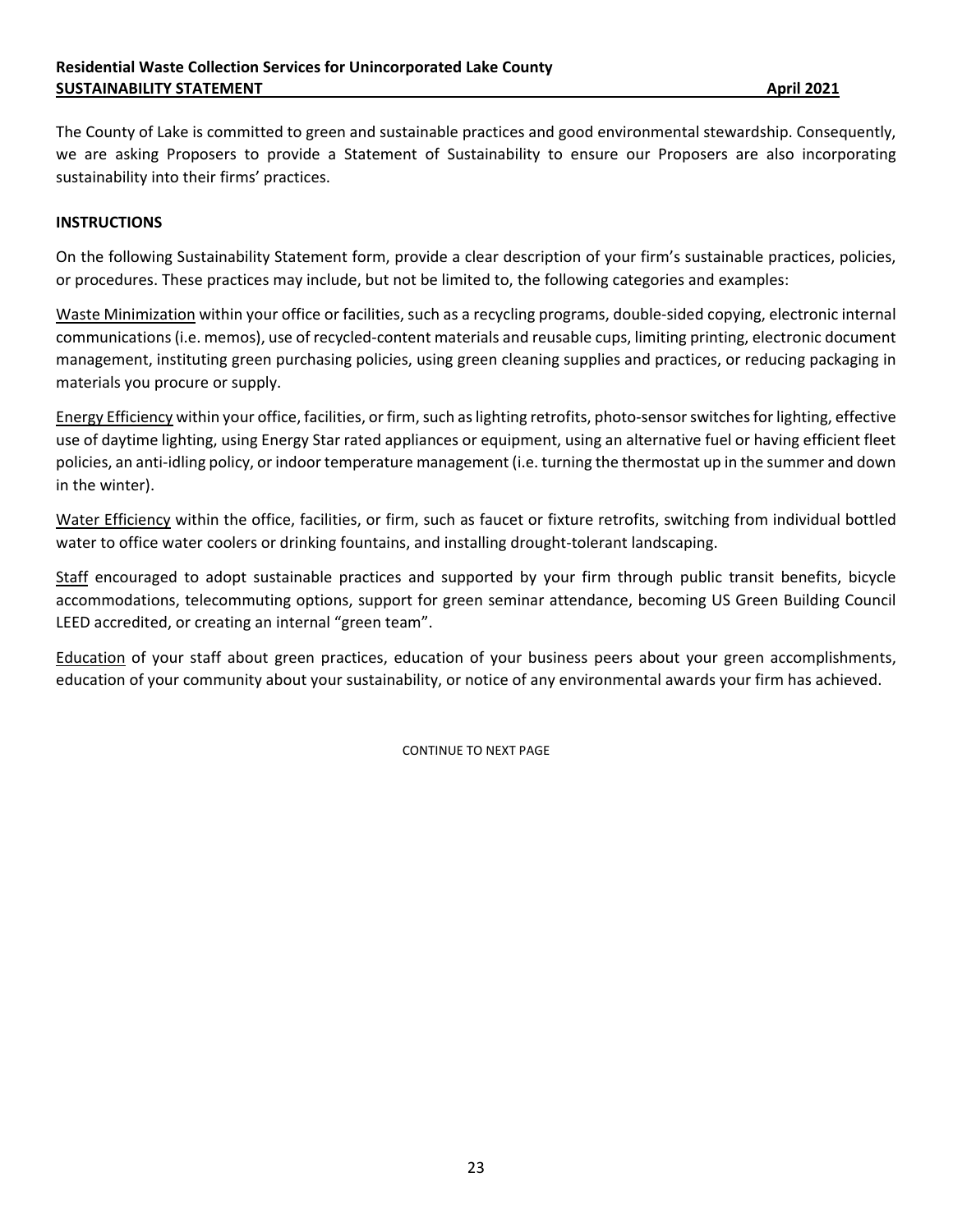The County of Lake is committed to green and sustainable practices and good environmental stewardship. Consequently, we are asking Proposers to provide a Statement of Sustainability to ensure our Proposers are also incorporating sustainability into their firms' practices.

## INSTRUCTIONS

On the following Sustainability Statement form, provide a clear description of your firm's sustainable practices, policies, or procedures. These practices may include, but not be limited to, the following categories and examples:

Waste Minimization within your office or facilities, such as a recycling programs, double-sided copying, electronic internal communications (i.e. memos), use of recycled-content materials and reusable cups, limiting printing, electronic document management, instituting green purchasing policies, using green cleaning supplies and practices, or reducing packaging in materials you procure or supply.

Energy Efficiency within your office, facilities, or firm, such as lighting retrofits, photo-sensor switches for lighting, effective use of daytime lighting, using Energy Star rated appliances or equipment, using an alternative fuel or having efficient fleet policies, an anti-idling policy, or indoor temperature management (i.e. turning the thermostat up in the summer and down in the winter).

Water Efficiency within the office, facilities, or firm, such as faucet or fixture retrofits, switching from individual bottled water to office water coolers or drinking fountains, and installing drought-tolerant landscaping.

Staff encouraged to adopt sustainable practices and supported by your firm through public transit benefits, bicycle accommodations, telecommuting options, support for green seminar attendance, becoming US Green Building Council LEED accredited, or creating an internal "green team".

Education of your staff about green practices, education of your business peers about your green accomplishments, education of your community about your sustainability, or notice of any environmental awards your firm has achieved.

CONTINUE TO NEXT PAGE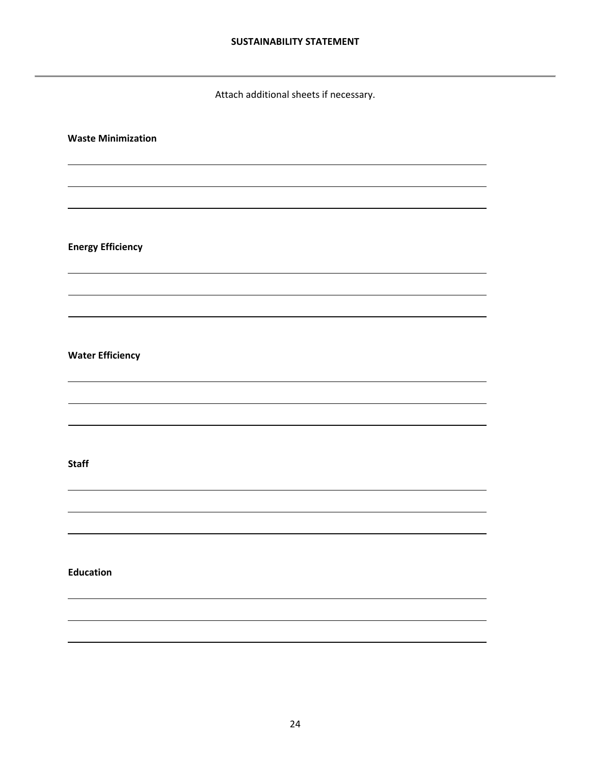## SUSTAINABILITY STATEMENT

Attach additional sheets if necessary.

**Waste Minimization**

______________________________________________________________________

______________________________________________________________________

______________________________________________________________________

**Energy Efficiency**

______________________________________________________________________

______________________________________________________________________

______________________________________________________________________

**Water Efficiency**

______________________________________________________________________

______________________________________________________________________

______________________________________________________________________

**Staff**

______________________________________________________________________

______________________________________________________________________

______________________________________________________________________

**Education**

______________________________________________________________________

______________________________________________________________________

______________________________________________________________________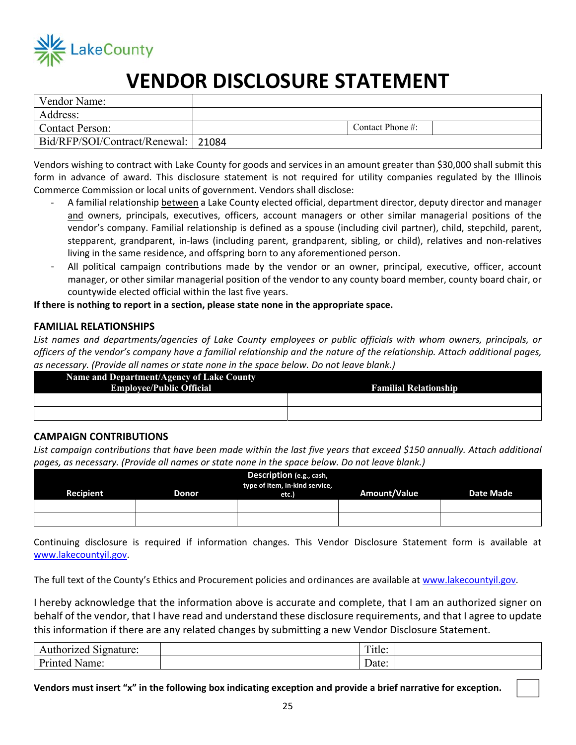LakeCounty

# VENDOR DISCLOSURE STATEMENT

| Vendor Name: | | | |
|---|---|---|---|
| Address: | | | |
| Contact Person: | | Contact Phone #: | |
| Bid/RFP/SOI/Contract/Renewal: | 21084 | | |

Vendors wishing to contract with Lake County for goods and services in an amount greater than $30,000 shall submit this form in advance of award. This disclosure statement is not required for utility companies regulated by the Illinois Commerce Commission or local units of government. Vendors shall disclose:

- A familial relationship between a Lake County elected official, department director, deputy director and manager and owners, principals, executives, officers, account managers or other similar managerial positions of the vendor's company. Familial relationship is defined as a spouse (including civil partner), child, stepchild, parent, stepparent, grandparent, in-laws (including parent, grandparent, sibling, or child), relatives and non-relatives living in the same residence, and offspring born to any aforementioned person.
- All political campaign contributions made by the vendor or an owner, principal, executive, officer, account manager, or other similar managerial position of the vendor to any county board member, county board chair, or countywide elected official within the last five years.

**If there is nothing to report in a section, please state none in the appropriate space.**

### FAMILIAL RELATIONSHIPS

*List names and departments/agencies of Lake County employees or public officials with whom owners, principals, or officers of the vendor's company have a familial relationship and the nature of the relationship. Attach additional pages, as necessary. (Provide all names or state none in the space below. Do not leave blank.)*

| Name and Department/Agency of Lake County Employee/Public Official | Familial Relationship |
|---|---|
| | |
| | |

### CAMPAIGN CONTRIBUTIONS

*List campaign contributions that have been made within the last five years that exceed $150 annually. Attach additional pages, as necessary. (Provide all names or state none in the space below. Do not leave blank.)*

| Recipient | Donor | Description (e.g., cash, type of item, in-kind service, etc.) | Amount/Value | Date Made |
|---|---|---|---|---|
| | | | | |
| | | | | |

Continuing disclosure is required if information changes. This Vendor Disclosure Statement form is available at www.lakecountyil.gov.

The full text of the County's Ethics and Procurement policies and ordinances are available at www.lakecountyil.gov.

I hereby acknowledge that the information above is accurate and complete, that I am an authorized signer on behalf of the vendor, that I have read and understand these disclosure requirements, and that I agree to update this information if there are any related changes by submitting a new Vendor Disclosure Statement.

| Authorized Signature: | | Title: | |
|---|---|---|---|
| Printed Name: | | Date: | |

**Vendors must insert "x" in the following box indicating exception and provide a brief narrative for exception.** ☐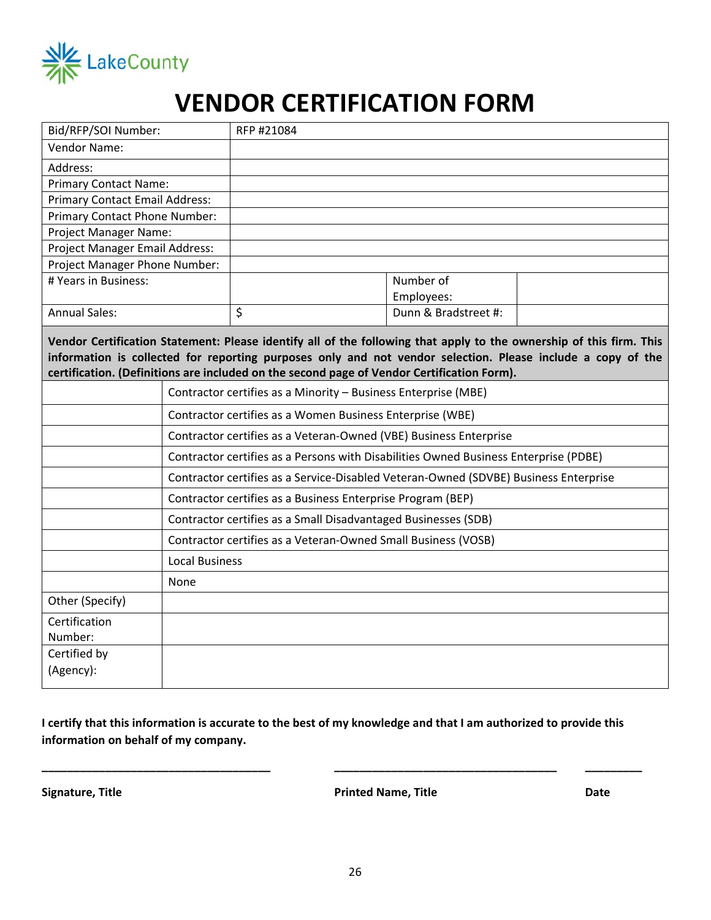LakeCounty

# VENDOR CERTIFICATION FORM

| Bid/RFP/SOI Number: | RFP #21084 | | |
|---|---|---|---|
| Vendor Name: | | | |
| Address: | | | |
| Primary Contact Name: | | | |
| Primary Contact Email Address: | | | |
| Primary Contact Phone Number: | | | |
| Project Manager Name: | | | |
| Project Manager Email Address: | | | |
| Project Manager Phone Number: | | | |
| # Years in Business: | | Number of Employees: | |
| Annual Sales: | $ | Dunn & Bradstreet #: | |

**Vendor Certification Statement: Please identify all of the following that apply to the ownership of this firm. This information is collected for reporting purposes only and not vendor selection. Please include a copy of the certification. (Definitions are included on the second page of Vendor Certification Form).**

| | |
|---|---|
| | Contractor certifies as a Minority – Business Enterprise (MBE) |
| | Contractor certifies as a Women Business Enterprise (WBE) |
| | Contractor certifies as a Veteran-Owned (VBE) Business Enterprise |
| | Contractor certifies as a Persons with Disabilities Owned Business Enterprise (PDBE) |
| | Contractor certifies as a Service-Disabled Veteran-Owned (SDVBE) Business Enterprise |
| | Contractor certifies as a Business Enterprise Program (BEP) |
| | Contractor certifies as a Small Disadvantaged Businesses (SDB) |
| | Contractor certifies as a Veteran-Owned Small Business (VOSB) |
| | Local Business |
| | None |
| Other (Specify) | |
| Certification Number: | |
| Certified by (Agency): | |

**I certify that this information is accurate to the best of my knowledge and that I am authorized to provide this information on behalf of my company.**

\_\_\_\_\_\_\_\_\_\_\_\_\_\_\_\_\_\_\_\_\_\_\_\_\_\_\_\_\_\_\_\_\_\_ &nbsp;&nbsp;&nbsp; \_\_\_\_\_\_\_\_\_\_\_\_\_\_\_\_\_\_\_\_\_\_\_\_\_\_\_\_\_\_\_\_\_\_ &nbsp;&nbsp;&nbsp; \_\_\_\_\_\_\_\_\_

**Signature, Title** &nbsp;&nbsp;&nbsp; **Printed Name, Title** &nbsp;&nbsp;&nbsp; **Date**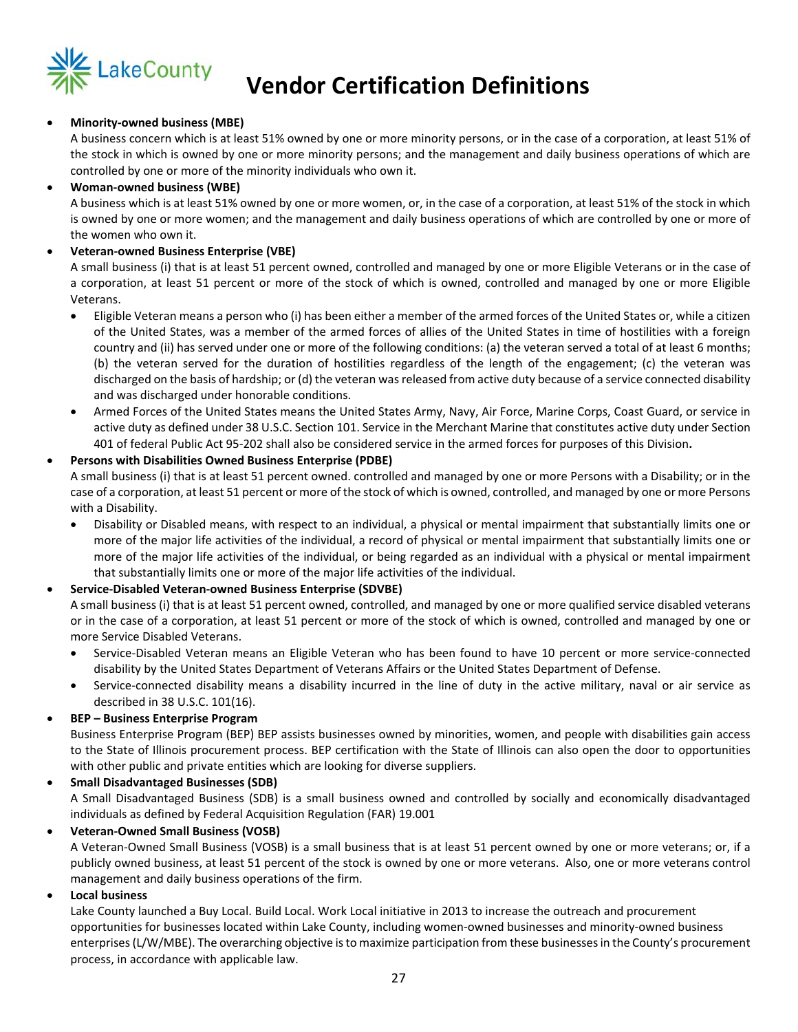LakeCounty

# Vendor Certification Definitions

- **Minority-owned business (MBE)**
  A business concern which is at least 51% owned by one or more minority persons, or in the case of a corporation, at least 51% of the stock in which is owned by one or more minority persons; and the management and daily business operations of which are controlled by one or more of the minority individuals who own it.
- **Woman-owned business (WBE)**
  A business which is at least 51% owned by one or more women, or, in the case of a corporation, at least 51% of the stock in which is owned by one or more women; and the management and daily business operations of which are controlled by one or more of the women who own it.
- **Veteran-owned Business Enterprise (VBE)**
  A small business (i) that is at least 51 percent owned, controlled and managed by one or more Eligible Veterans or in the case of a corporation, at least 51 percent or more of the stock of which is owned, controlled and managed by one or more Eligible Veterans.
  - Eligible Veteran means a person who (i) has been either a member of the armed forces of the United States or, while a citizen of the United States, was a member of the armed forces of allies of the United States in time of hostilities with a foreign country and (ii) has served under one or more of the following conditions: (a) the veteran served a total of at least 6 months; (b) the veteran served for the duration of hostilities regardless of the length of the engagement; (c) the veteran was discharged on the basis of hardship; or (d) the veteran was released from active duty because of a service connected disability and was discharged under honorable conditions.
  - Armed Forces of the United States means the United States Army, Navy, Air Force, Marine Corps, Coast Guard, or service in active duty as defined under 38 U.S.C. Section 101. Service in the Merchant Marine that constitutes active duty under Section 401 of federal Public Act 95-202 shall also be considered service in the armed forces for purposes of this Division**.**
- **Persons with Disabilities Owned Business Enterprise (PDBE)**
  A small business (i) that is at least 51 percent owned. controlled and managed by one or more Persons with a Disability; or in the case of a corporation, at least 51 percent or more of the stock of which is owned, controlled, and managed by one or more Persons with a Disability.
  - Disability or Disabled means, with respect to an individual, a physical or mental impairment that substantially limits one or more of the major life activities of the individual, a record of physical or mental impairment that substantially limits one or more of the major life activities of the individual, or being regarded as an individual with a physical or mental impairment that substantially limits one or more of the major life activities of the individual.
- **Service-Disabled Veteran-owned Business Enterprise (SDVBE)**
  A small business (i) that is at least 51 percent owned, controlled, and managed by one or more qualified service disabled veterans or in the case of a corporation, at least 51 percent or more of the stock of which is owned, controlled and managed by one or more Service Disabled Veterans.
  - Service-Disabled Veteran means an Eligible Veteran who has been found to have 10 percent or more service-connected disability by the United States Department of Veterans Affairs or the United States Department of Defense.
  - Service-connected disability means a disability incurred in the line of duty in the active military, naval or air service as described in 38 U.S.C. 101(16).
- **BEP – Business Enterprise Program**
  Business Enterprise Program (BEP) BEP assists businesses owned by minorities, women, and people with disabilities gain access to the State of Illinois procurement process. BEP certification with the State of Illinois can also open the door to opportunities with other public and private entities which are looking for diverse suppliers.
- **Small Disadvantaged Businesses (SDB)**
  A Small Disadvantaged Business (SDB) is a small business owned and controlled by socially and economically disadvantaged individuals as defined by Federal Acquisition Regulation (FAR) 19.001
- **Veteran-Owned Small Business (VOSB)**
  A Veteran-Owned Small Business (VOSB) is a small business that is at least 51 percent owned by one or more veterans; or, if a publicly owned business, at least 51 percent of the stock is owned by one or more veterans. Also, one or more veterans control management and daily business operations of the firm.
- **Local business**
  Lake County launched a Buy Local. Build Local. Work Local initiative in 2013 to increase the outreach and procurement opportunities for businesses located within Lake County, including women-owned businesses and minority-owned business enterprises (L/W/MBE). The overarching objective is to maximize participation from these businesses in the County's procurement process, in accordance with applicable law.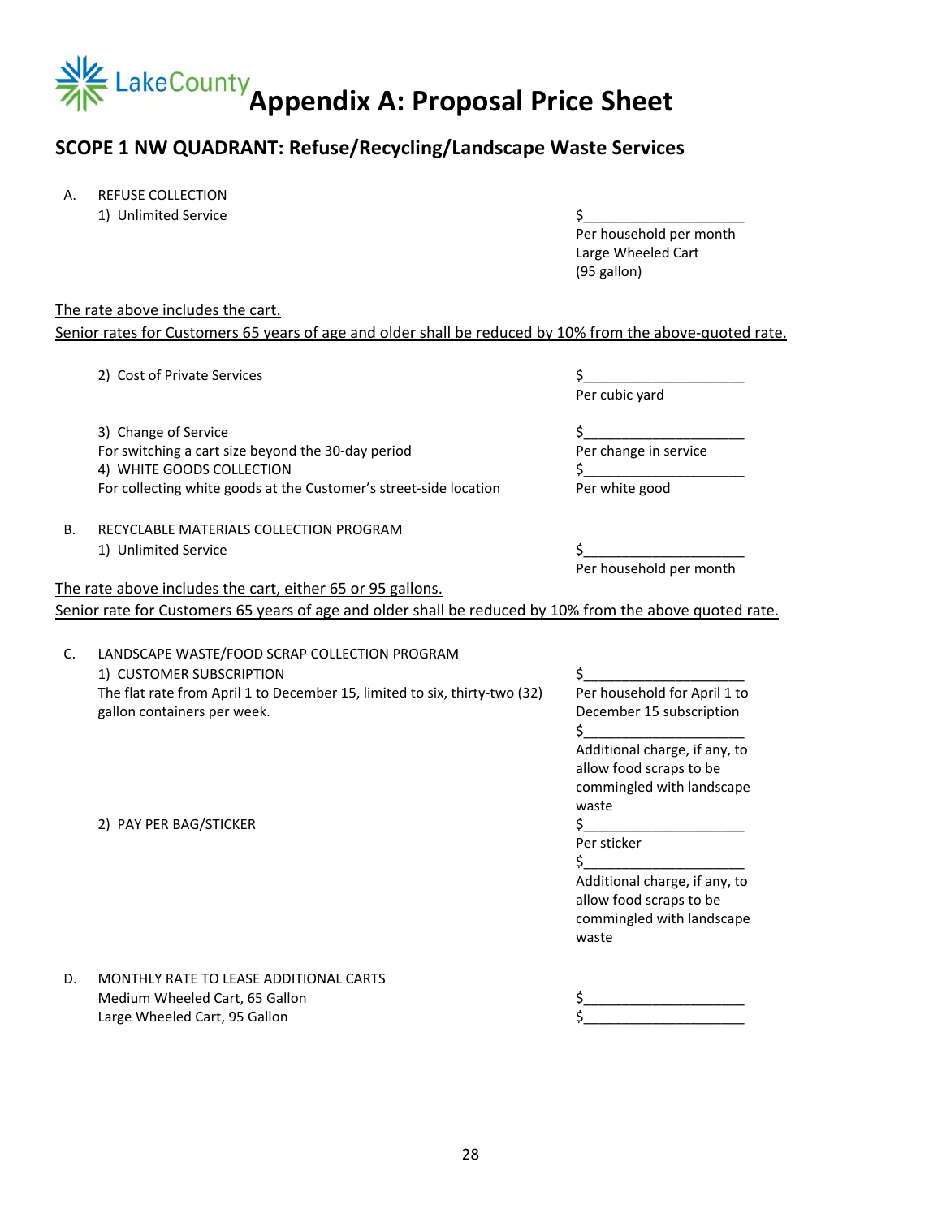# LakeCounty Appendix A: Proposal Price Sheet

## SCOPE 1 NW QUADRANT: Refuse/Recycling/Landscape Waste Services

A. REFUSE COLLECTION

| | |
|---|---|
| 1) Unlimited Service | $____________________ Per household per month Large Wheeled Cart (95 gallon) |

The rate above includes the cart.
Senior rates for Customers 65 years of age and older shall be reduced by 10% from the above-quoted rate.

| | |
|---|---|
| 2) Cost of Private Services | $____________________ Per cubic yard |
| 3) Change of Service<br>For switching a cart size beyond the 30-day period | $____________________ Per change in service |
| 4) WHITE GOODS COLLECTION<br>For collecting white goods at the Customer's street-side location | $____________________ Per white good |

B. RECYCLABLE MATERIALS COLLECTION PROGRAM

| | |
|---|---|
| 1) Unlimited Service | $____________________ Per household per month |

The rate above includes the cart, either 65 or 95 gallons.
Senior rate for Customers 65 years of age and older shall be reduced by 10% from the above quoted rate.

C. LANDSCAPE WASTE/FOOD SCRAP COLLECTION PROGRAM

| | |
|---|---|
| 1) CUSTOMER SUBSCRIPTION<br>The flat rate from April 1 to December 15, limited to six, thirty-two (32) gallon containers per week. | $____________________ Per household for April 1 to December 15 subscription<br>$____________________ Additional charge, if any, to allow food scraps to be commingled with landscape waste |
| 2) PAY PER BAG/STICKER | $____________________ Per sticker<br>$____________________ Additional charge, if any, to allow food scraps to be commingled with landscape waste |

D. MONTHLY RATE TO LEASE ADDITIONAL CARTS

| | |
|---|---|
| Medium Wheeled Cart, 65 Gallon | $____________________ |
| Large Wheeled Cart, 95 Gallon | $____________________ |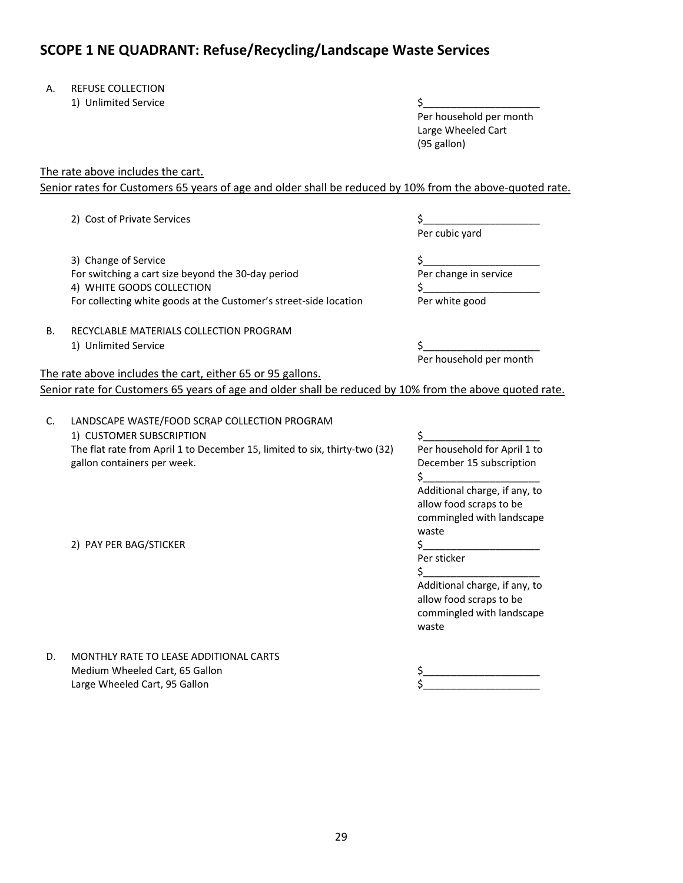## SCOPE 1 NE QUADRANT: Refuse/Recycling/Landscape Waste Services

A. REFUSE COLLECTION

1) Unlimited Service — $____________________ Per household per month Large Wheeled Cart (95 gallon)

The rate above includes the cart.
Senior rates for Customers 65 years of age and older shall be reduced by 10% from the above-quoted rate.

2) Cost of Private Services — $____________________ Per cubic yard

3) Change of Service — $____________________
For switching a cart size beyond the 30-day period — Per change in service

4) WHITE GOODS COLLECTION — $____________________
For collecting white goods at the Customer's street-side location — Per white good

B. RECYCLABLE MATERIALS COLLECTION PROGRAM

1) Unlimited Service — $____________________ Per household per month

The rate above includes the cart, either 65 or 95 gallons.
Senior rate for Customers 65 years of age and older shall be reduced by 10% from the above quoted rate.

C. LANDSCAPE WASTE/FOOD SCRAP COLLECTION PROGRAM

1) CUSTOMER SUBSCRIPTION — $____________________
The flat rate from April 1 to December 15, limited to six, thirty-two (32) gallon containers per week. — Per household for April 1 to December 15 subscription
$____________________ Additional charge, if any, to allow food scraps to be commingled with landscape waste

2) PAY PER BAG/STICKER — $____________________ Per sticker
$____________________ Additional charge, if any, to allow food scraps to be commingled with landscape waste

D. MONTHLY RATE TO LEASE ADDITIONAL CARTS

Medium Wheeled Cart, 65 Gallon — $____________________
Large Wheeled Cart, 95 Gallon — $____________________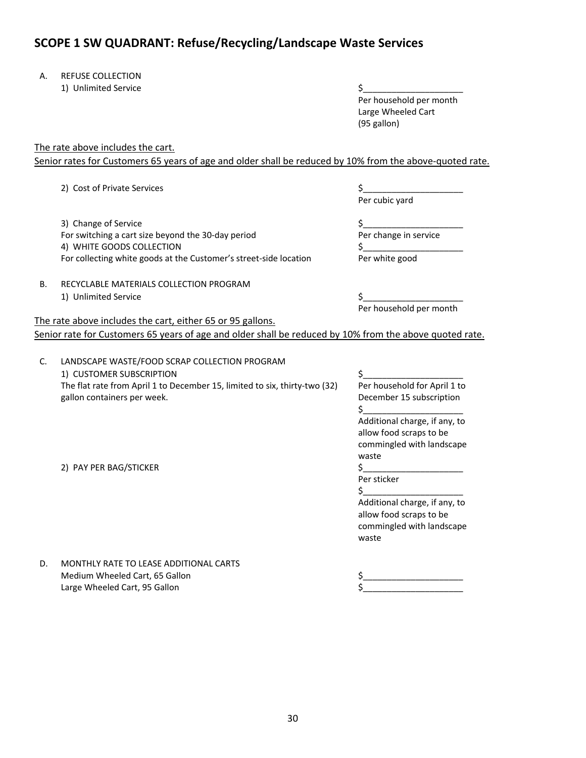## SCOPE 1 SW QUADRANT: Refuse/Recycling/Landscape Waste Services

A. REFUSE COLLECTION

| | |
|---|---|
| 1) Unlimited Service | $____________________ Per household per month Large Wheeled Cart (95 gallon) |

The rate above includes the cart.
Senior rates for Customers 65 years of age and older shall be reduced by 10% from the above-quoted rate.

| | |
|---|---|
| 2) Cost of Private Services | $____________________ Per cubic yard |
| 3) Change of Service For switching a cart size beyond the 30-day period | $____________________ Per change in service |
| 4) WHITE GOODS COLLECTION For collecting white goods at the Customer's street-side location | $____________________ Per white good |

B. RECYCLABLE MATERIALS COLLECTION PROGRAM

| | |
|---|---|
| 1) Unlimited Service | $____________________ Per household per month |

The rate above includes the cart, either 65 or 95 gallons.
Senior rate for Customers 65 years of age and older shall be reduced by 10% from the above quoted rate.

C. LANDSCAPE WASTE/FOOD SCRAP COLLECTION PROGRAM

| | |
|---|---|
| 1) CUSTOMER SUBSCRIPTION The flat rate from April 1 to December 15, limited to six, thirty-two (32) gallon containers per week. | $____________________ Per household for April 1 to December 15 subscription |
| | $____________________ Additional charge, if any, to allow food scraps to be commingled with landscape waste |
| 2) PAY PER BAG/STICKER | $____________________ Per sticker |
| | $____________________ Additional charge, if any, to allow food scraps to be commingled with landscape waste |

D. MONTHLY RATE TO LEASE ADDITIONAL CARTS

| | |
|---|---|
| Medium Wheeled Cart, 65 Gallon | $____________________ |
| Large Wheeled Cart, 95 Gallon | $____________________ |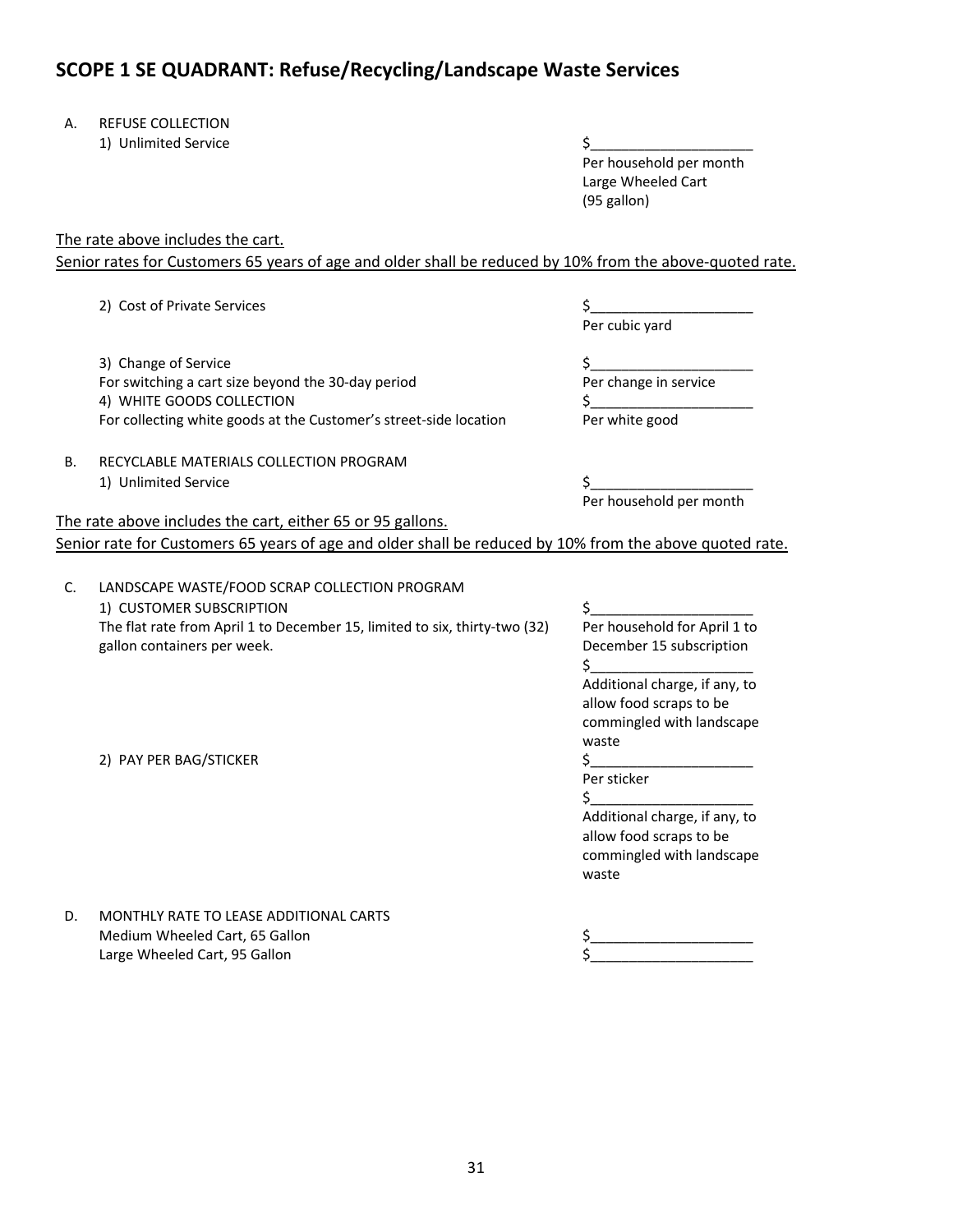## SCOPE 1 SE QUADRANT: Refuse/Recycling/Landscape Waste Services

A. REFUSE COLLECTION

| | |
|---|---|
| 1) Unlimited Service | $____________________ Per household per month Large Wheeled Cart (95 gallon) |

The rate above includes the cart.
Senior rates for Customers 65 years of age and older shall be reduced by 10% from the above-quoted rate.

| | |
|---|---|
| 2) Cost of Private Services | $____________________ Per cubic yard |
| 3) Change of Service<br>For switching a cart size beyond the 30-day period | $____________________ Per change in service |
| 4) WHITE GOODS COLLECTION<br>For collecting white goods at the Customer's street-side location | $____________________ Per white good |

B. RECYCLABLE MATERIALS COLLECTION PROGRAM

| | |
|---|---|
| 1) Unlimited Service | $____________________ Per household per month |

The rate above includes the cart, either 65 or 95 gallons.
Senior rate for Customers 65 years of age and older shall be reduced by 10% from the above quoted rate.

C. LANDSCAPE WASTE/FOOD SCRAP COLLECTION PROGRAM

| | |
|---|---|
| 1) CUSTOMER SUBSCRIPTION<br>The flat rate from April 1 to December 15, limited to six, thirty-two (32) gallon containers per week. | $____________________ Per household for April 1 to December 15 subscription<br>$____________________ Additional charge, if any, to allow food scraps to be commingled with landscape waste |
| 2) PAY PER BAG/STICKER | $____________________ Per sticker<br>$____________________ Additional charge, if any, to allow food scraps to be commingled with landscape waste |

D. MONTHLY RATE TO LEASE ADDITIONAL CARTS

| | |
|---|---|
| Medium Wheeled Cart, 65 Gallon | $____________________ |
| Large Wheeled Cart, 95 Gallon | $____________________ |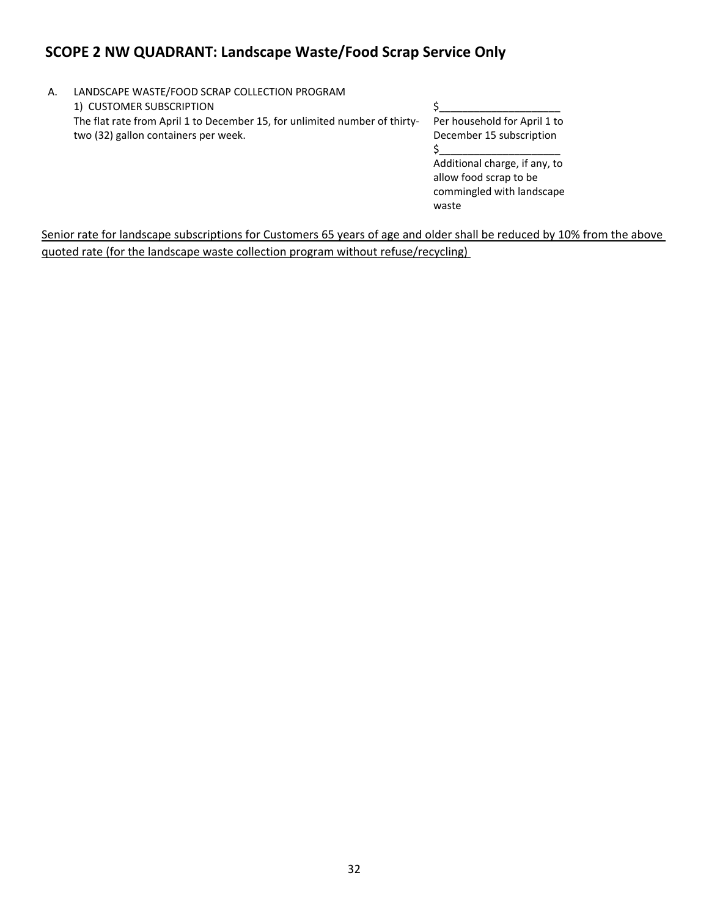## SCOPE 2 NW QUADRANT: Landscape Waste/Food Scrap Service Only

A. LANDSCAPE WASTE/FOOD SCRAP COLLECTION PROGRAM

| 1) CUSTOMER SUBSCRIPTION<br>The flat rate from April 1 to December 15, for unlimited number of thirty-two (32) gallon containers per week. | $_____________________<br>Per household for April 1 to December 15 subscription<br>$_____________________<br>Additional charge, if any, to allow food scrap to be commingled with landscape waste |
|---|---|

<u>Senior rate for landscape subscriptions for Customers 65 years of age and older shall be reduced by 10% from the above quoted rate (for the landscape waste collection program without refuse/recycling)</u>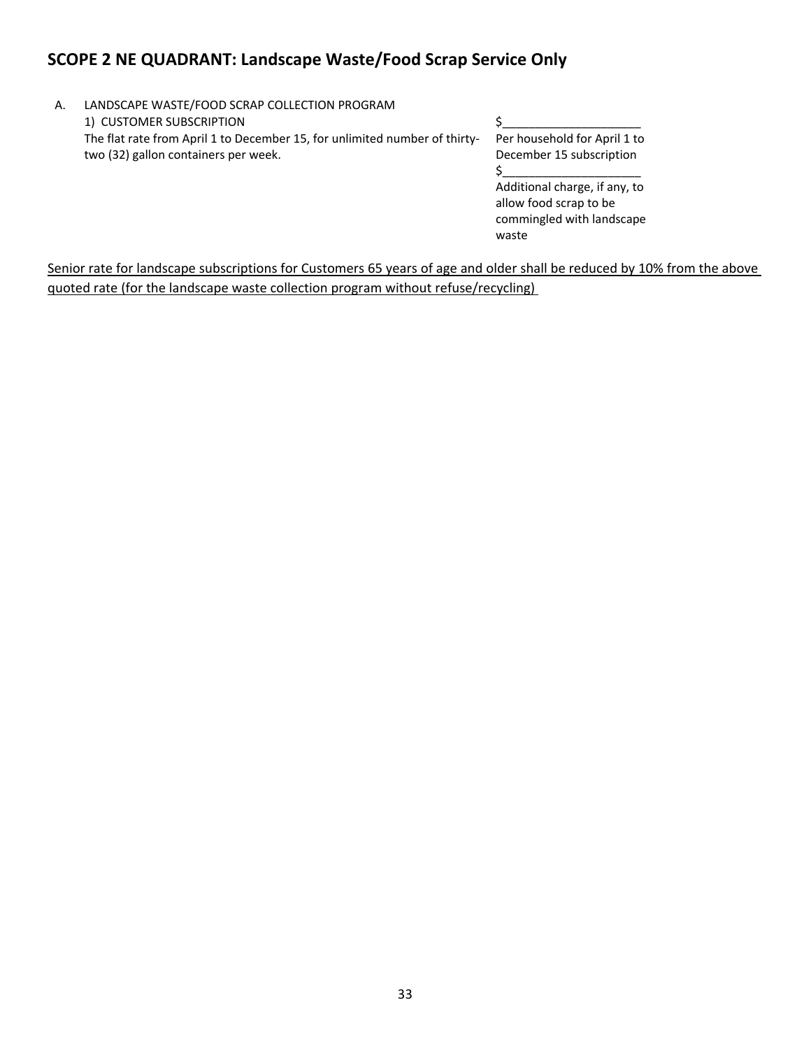## SCOPE 2 NE QUADRANT: Landscape Waste/Food Scrap Service Only

A. LANDSCAPE WASTE/FOOD SCRAP COLLECTION PROGRAM

| | |
|---|---|
| 1) CUSTOMER SUBSCRIPTION<br>The flat rate from April 1 to December 15, for unlimited number of thirty-two (32) gallon containers per week. | $____________________<br>Per household for April 1 to December 15 subscription<br>$____________________<br>Additional charge, if any, to allow food scrap to be commingled with landscape waste |

<u>Senior rate for landscape subscriptions for Customers 65 years of age and older shall be reduced by 10% from the above quoted rate (for the landscape waste collection program without refuse/recycling)</u>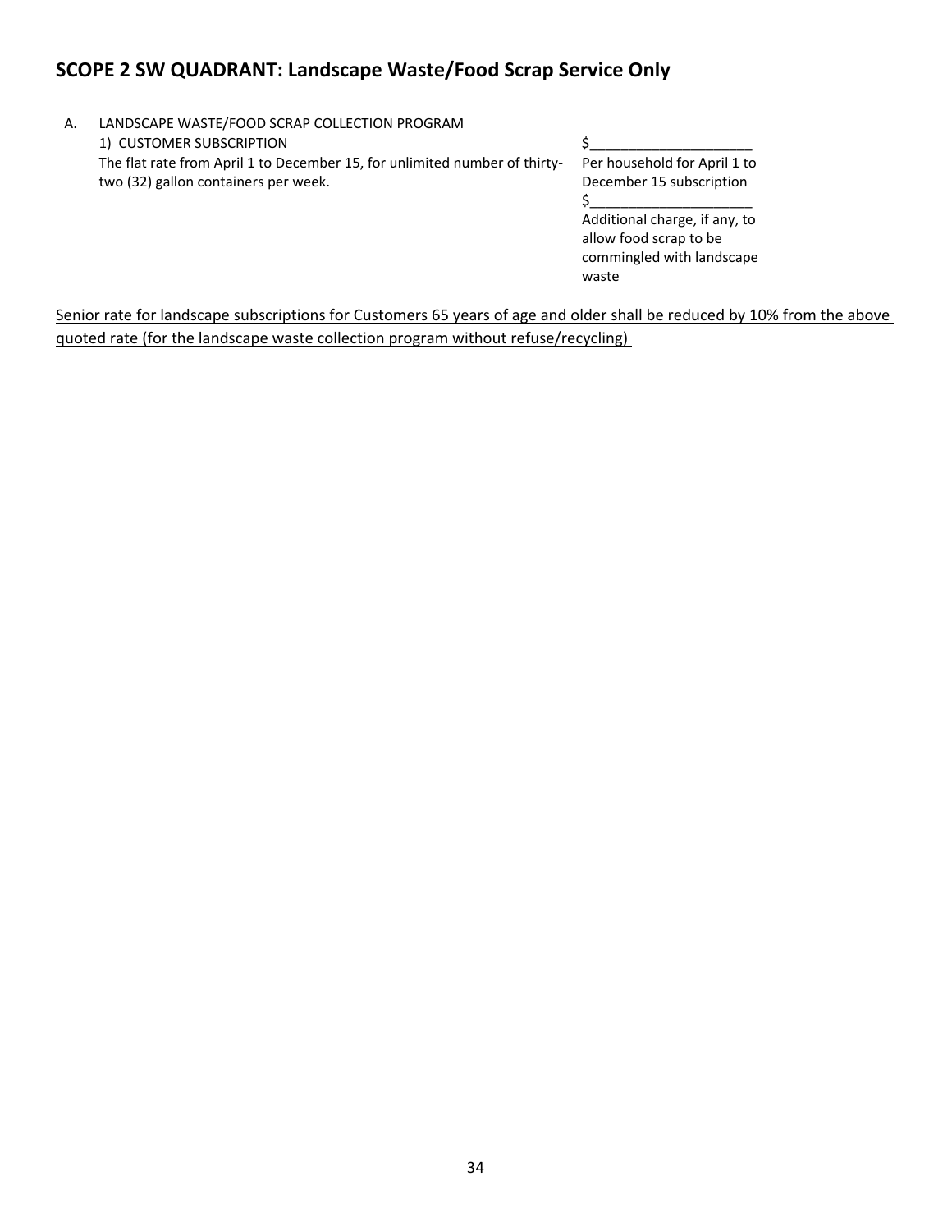## SCOPE 2 SW QUADRANT: Landscape Waste/Food Scrap Service Only

A. LANDSCAPE WASTE/FOOD SCRAP COLLECTION PROGRAM

1) CUSTOMER SUBSCRIPTION

| | |
|---|---|
| The flat rate from April 1 to December 15, for unlimited number of thirty-two (32) gallon containers per week. | $_____________________ Per household for April 1 to December 15 subscription |
| | $_____________________ Additional charge, if any, to allow food scrap to be commingled with landscape waste |

<u>Senior rate for landscape subscriptions for Customers 65 years of age and older shall be reduced by 10% from the above quoted rate (for the landscape waste collection program without refuse/recycling)</u>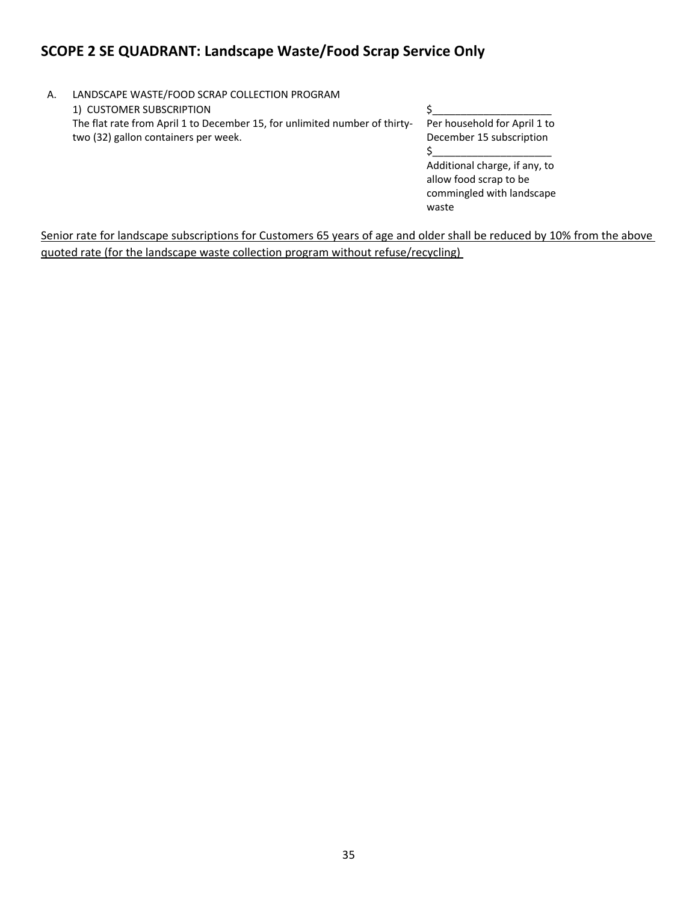## SCOPE 2 SE QUADRANT: Landscape Waste/Food Scrap Service Only

A. LANDSCAPE WASTE/FOOD SCRAP COLLECTION PROGRAM

| | |
|---|---|
| 1) CUSTOMER SUBSCRIPTION<br>The flat rate from April 1 to December 15, for unlimited number of thirty-two (32) gallon containers per week. | $____________________<br>Per household for April 1 to December 15 subscription<br>$____________________<br>Additional charge, if any, to allow food scrap to be commingled with landscape waste |

<u>Senior rate for landscape subscriptions for Customers 65 years of age and older shall be reduced by 10% from the above quoted rate (for the landscape waste collection program without refuse/recycling)</u>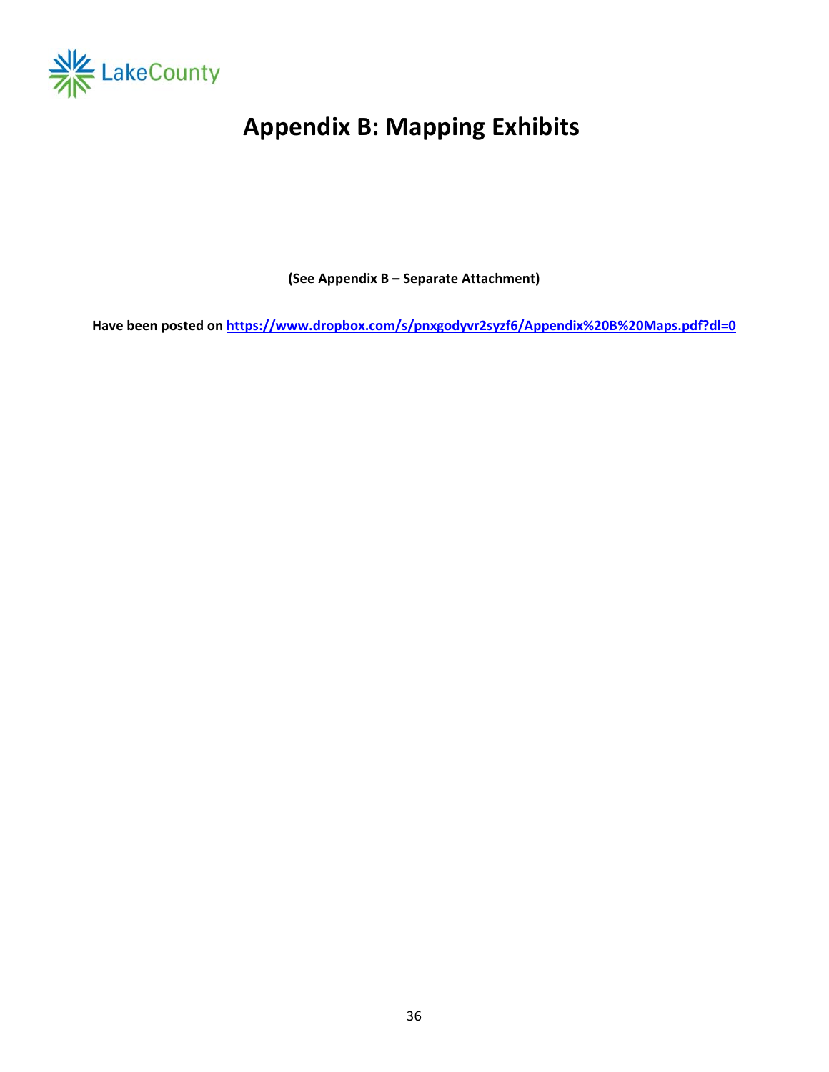# Appendix B: Mapping Exhibits

**(See Appendix B – Separate Attachment)**

**Have been posted on [https://www.dropbox.com/s/pnxgodyvr2syzf6/Appendix%20B%20Maps.pdf?dl=0](https://www.dropbox.com/s/pnxgodyvr2syzf6/Appendix%20B%20Maps.pdf?dl=0)**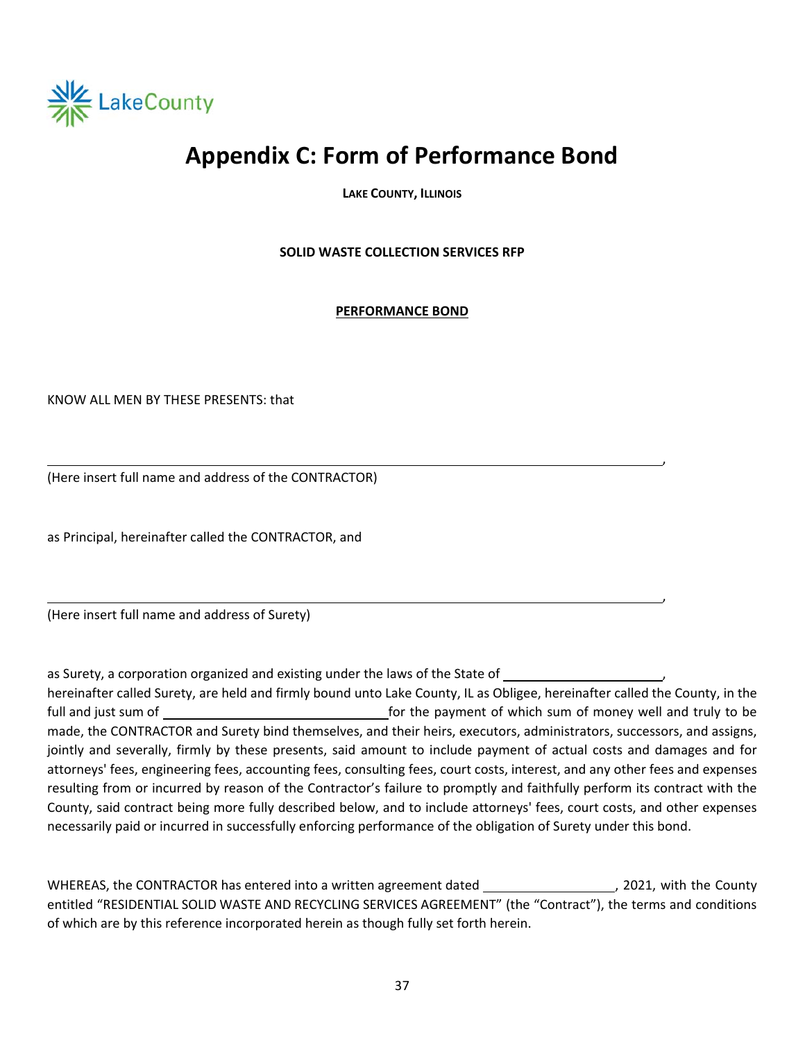# Appendix C: Form of Performance Bond

**LAKE COUNTY, ILLINOIS**

**SOLID WASTE COLLECTION SERVICES RFP**

**PERFORMANCE BOND**

KNOW ALL MEN BY THESE PRESENTS: that

______________________________________________________________________________,

(Here insert full name and address of the CONTRACTOR)

as Principal, hereinafter called the CONTRACTOR, and

______________________________________________________________________________,

(Here insert full name and address of Surety)

as Surety, a corporation organized and existing under the laws of the State of ______________________, hereinafter called Surety, are held and firmly bound unto Lake County, IL as Obligee, hereinafter called the County, in the full and just sum of ______________________________ for the payment of which sum of money well and truly to be made, the CONTRACTOR and Surety bind themselves, and their heirs, executors, administrators, successors, and assigns, jointly and severally, firmly by these presents, said amount to include payment of actual costs and damages and for attorneys' fees, engineering fees, accounting fees, consulting fees, court costs, interest, and any other fees and expenses resulting from or incurred by reason of the Contractor's failure to promptly and faithfully perform its contract with the County, said contract being more fully described below, and to include attorneys' fees, court costs, and other expenses necessarily paid or incurred in successfully enforcing performance of the obligation of Surety under this bond.

WHEREAS, the CONTRACTOR has entered into a written agreement dated __________________, 2021, with the County entitled "RESIDENTIAL SOLID WASTE AND RECYCLING SERVICES AGREEMENT" (the "Contract"), the terms and conditions of which are by this reference incorporated herein as though fully set forth herein.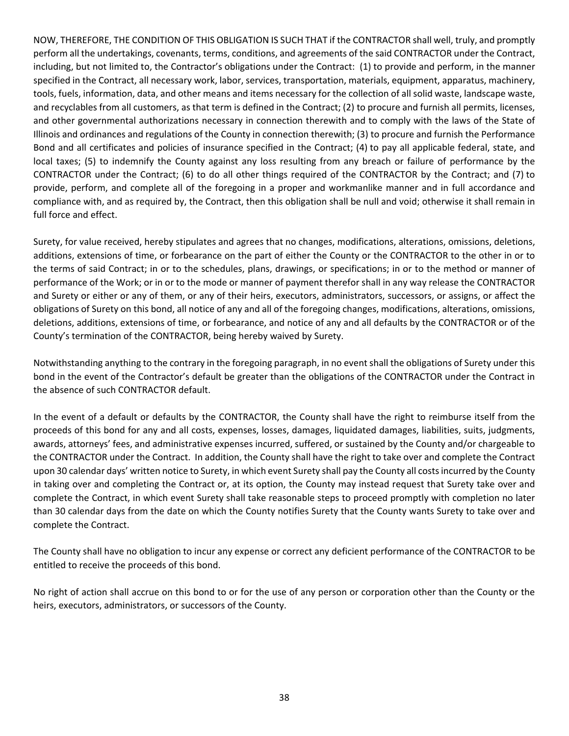NOW, THEREFORE, THE CONDITION OF THIS OBLIGATION IS SUCH THAT if the CONTRACTOR shall well, truly, and promptly perform all the undertakings, covenants, terms, conditions, and agreements of the said CONTRACTOR under the Contract, including, but not limited to, the Contractor's obligations under the Contract: (1) to provide and perform, in the manner specified in the Contract, all necessary work, labor, services, transportation, materials, equipment, apparatus, machinery, tools, fuels, information, data, and other means and items necessary for the collection of all solid waste, landscape waste, and recyclables from all customers, as that term is defined in the Contract; (2) to procure and furnish all permits, licenses, and other governmental authorizations necessary in connection therewith and to comply with the laws of the State of Illinois and ordinances and regulations of the County in connection therewith; (3) to procure and furnish the Performance Bond and all certificates and policies of insurance specified in the Contract; (4) to pay all applicable federal, state, and local taxes; (5) to indemnify the County against any loss resulting from any breach or failure of performance by the CONTRACTOR under the Contract; (6) to do all other things required of the CONTRACTOR by the Contract; and (7) to provide, perform, and complete all of the foregoing in a proper and workmanlike manner and in full accordance and compliance with, and as required by, the Contract, then this obligation shall be null and void; otherwise it shall remain in full force and effect.

Surety, for value received, hereby stipulates and agrees that no changes, modifications, alterations, omissions, deletions, additions, extensions of time, or forbearance on the part of either the County or the CONTRACTOR to the other in or to the terms of said Contract; in or to the schedules, plans, drawings, or specifications; in or to the method or manner of performance of the Work; or in or to the mode or manner of payment therefor shall in any way release the CONTRACTOR and Surety or either or any of them, or any of their heirs, executors, administrators, successors, or assigns, or affect the obligations of Surety on this bond, all notice of any and all of the foregoing changes, modifications, alterations, omissions, deletions, additions, extensions of time, or forbearance, and notice of any and all defaults by the CONTRACTOR or of the County's termination of the CONTRACTOR, being hereby waived by Surety.

Notwithstanding anything to the contrary in the foregoing paragraph, in no event shall the obligations of Surety under this bond in the event of the Contractor's default be greater than the obligations of the CONTRACTOR under the Contract in the absence of such CONTRACTOR default.

In the event of a default or defaults by the CONTRACTOR, the County shall have the right to reimburse itself from the proceeds of this bond for any and all costs, expenses, losses, damages, liquidated damages, liabilities, suits, judgments, awards, attorneys' fees, and administrative expenses incurred, suffered, or sustained by the County and/or chargeable to the CONTRACTOR under the Contract. In addition, the County shall have the right to take over and complete the Contract upon 30 calendar days' written notice to Surety, in which event Surety shall pay the County all costs incurred by the County in taking over and completing the Contract or, at its option, the County may instead request that Surety take over and complete the Contract, in which event Surety shall take reasonable steps to proceed promptly with completion no later than 30 calendar days from the date on which the County notifies Surety that the County wants Surety to take over and complete the Contract.

The County shall have no obligation to incur any expense or correct any deficient performance of the CONTRACTOR to be entitled to receive the proceeds of this bond.

No right of action shall accrue on this bond to or for the use of any person or corporation other than the County or the heirs, executors, administrators, or successors of the County.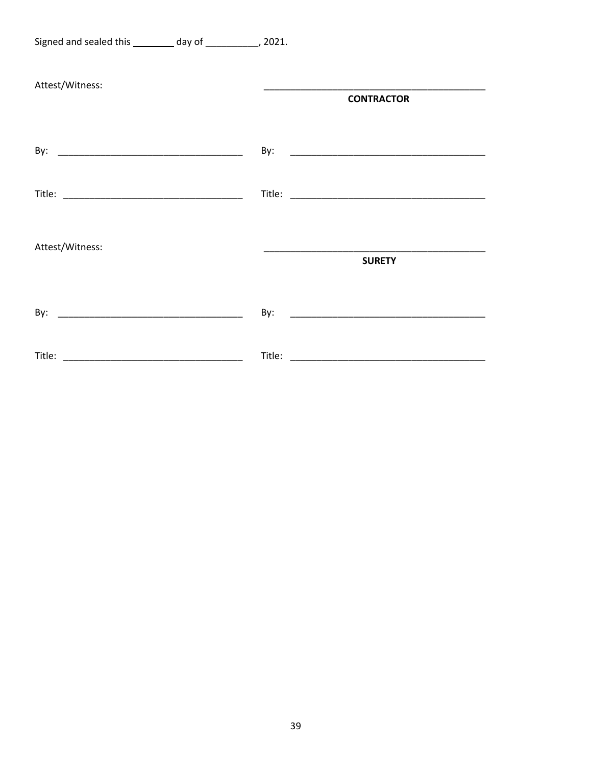Signed and sealed this ________ day of __________, 2021.

| Attest/Witness: | ___________________________________________ **CONTRACTOR** |
|---|---|
| By: ___________________________________ | By: _____________________________________ |
| Title: _________________________________ | Title: ____________________________________ |
| Attest/Witness: | ___________________________________________ **SURETY** |
| By: ___________________________________ | By: _____________________________________ |
| Title: _________________________________ | Title: ____________________________________ |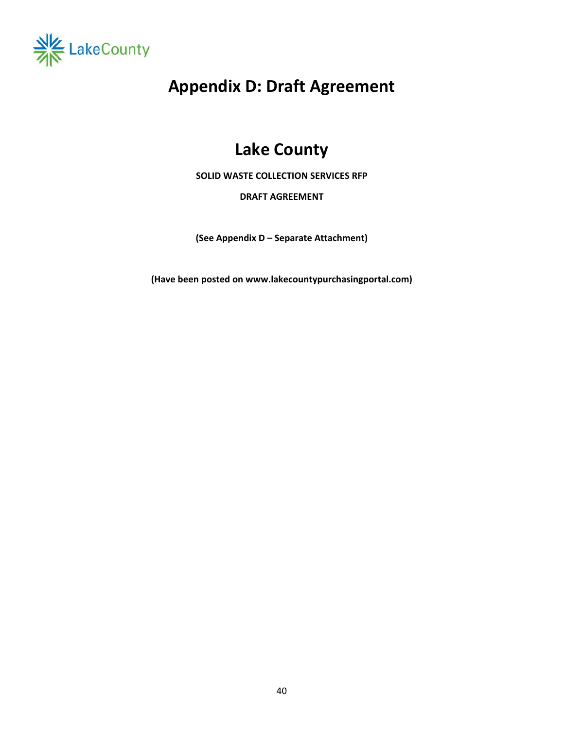# Appendix D: Draft Agreement

## Lake County

**SOLID WASTE COLLECTION SERVICES RFP**

**DRAFT AGREEMENT**

**(See Appendix D – Separate Attachment)**

**(Have been posted on www.lakecountypurchasingportal.com)**